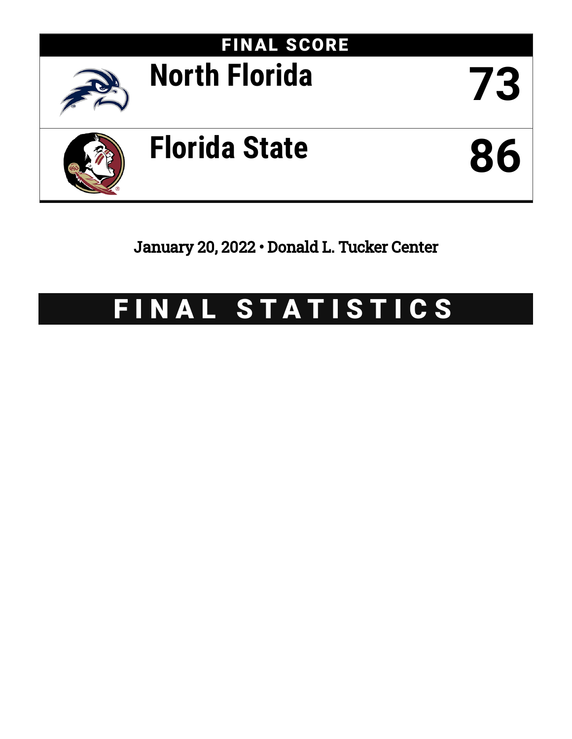## FINAL SCORE

| Team | Score |
| --- | --- |
| North Florida | 73 |
| Florida State | 86 |

January 20, 2022 • Donald L. Tucker Center

# FINAL STATISTICS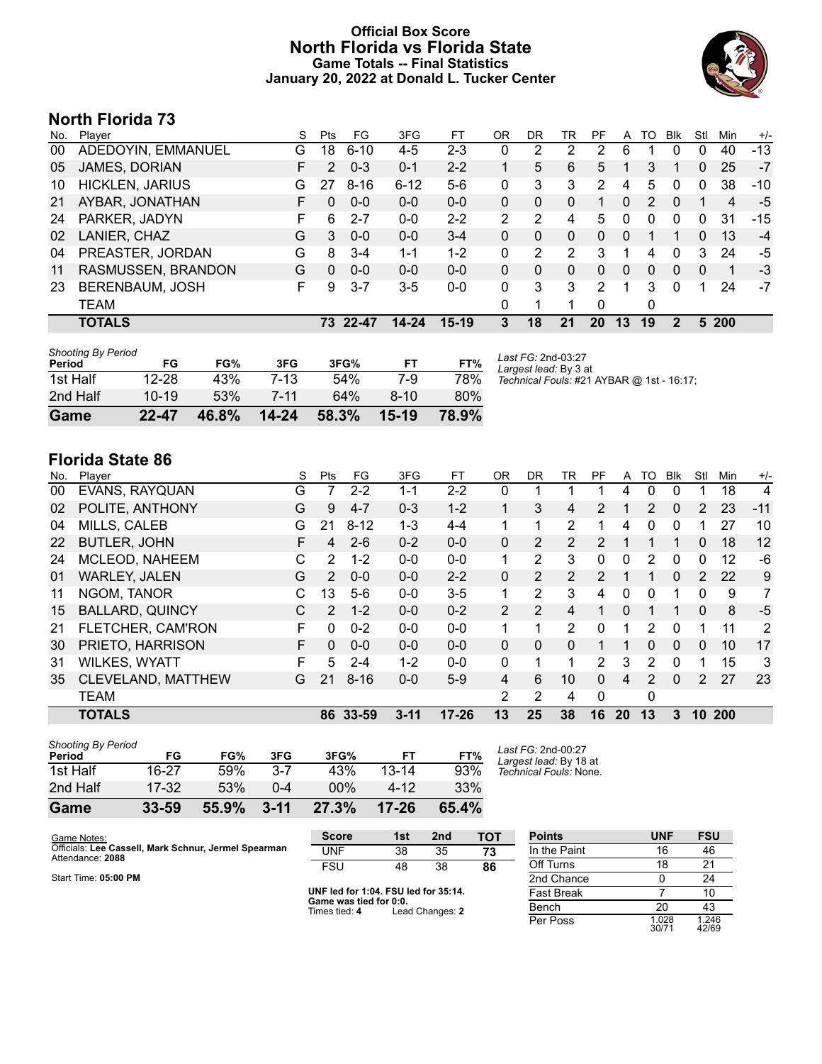# Official Box Score
# North Florida vs Florida State
## Game Totals -- Final Statistics
## January 20, 2022 at Donald L. Tucker Center

## North Florida 73

| No. | Player | S | Pts | FG | 3FG | FT | OR | DR | TR | PF | A | TO | Blk | Stl | Min | +/- |
|---|---|---|---|---|---|---|---|---|---|---|---|---|---|---|---|---|
| 00 | ADEDOYIN, EMMANUEL | G | 18 | 6-10 | 4-5 | 2-3 | 0 | 2 | 2 | 2 | 6 | 1 | 0 | 0 | 40 | -13 |
| 05 | JAMES, DORIAN | F | 2 | 0-3 | 0-1 | 2-2 | 1 | 5 | 6 | 5 | 1 | 3 | 1 | 0 | 25 | -7 |
| 10 | HICKLEN, JARIUS | G | 27 | 8-16 | 6-12 | 5-6 | 0 | 3 | 3 | 2 | 4 | 5 | 0 | 0 | 38 | -10 |
| 21 | AYBAR, JONATHAN | F | 0 | 0-0 | 0-0 | 0-0 | 0 | 0 | 0 | 1 | 0 | 2 | 0 | 1 | 4 | -5 |
| 24 | PARKER, JADYN | F | 6 | 2-7 | 0-0 | 2-2 | 2 | 2 | 4 | 5 | 0 | 0 | 0 | 0 | 31 | -15 |
| 02 | LANIER, CHAZ | G | 3 | 0-0 | 0-0 | 3-4 | 0 | 0 | 0 | 0 | 0 | 1 | 1 | 0 | 13 | -4 |
| 04 | PREASTER, JORDAN | G | 8 | 3-4 | 1-1 | 1-2 | 0 | 2 | 2 | 3 | 1 | 4 | 0 | 3 | 24 | -5 |
| 11 | RASMUSSEN, BRANDON | G | 0 | 0-0 | 0-0 | 0-0 | 0 | 0 | 0 | 0 | 0 | 0 | 0 | 0 | 1 | -3 |
| 23 | BERENBAUM, JOSH | F | 9 | 3-7 | 3-5 | 0-0 | 0 | 3 | 3 | 2 | 1 | 3 | 0 | 1 | 24 | -7 |
| | TEAM | | | | | | 0 | 1 | 1 | 0 | | 0 | | | | |
| | **TOTALS** | | **73** | **22-47** | **14-24** | **15-19** | **3** | **18** | **21** | **20** | **13** | **19** | **2** | **5** | **200** | |

*Shooting By Period*

| Period | FG | FG% | 3FG | 3FG% | FT | FT% |
|---|---|---|---|---|---|---|
| 1st Half | 12-28 | 43% | 7-13 | 54% | 7-9 | 78% |
| 2nd Half | 10-19 | 53% | 7-11 | 64% | 8-10 | 80% |
| **Game** | **22-47** | **46.8%** | **14-24** | **58.3%** | **15-19** | **78.9%** |

*Last FG:* 2nd-03:27
*Largest lead:* By 3 at
*Technical Fouls:* #21 AYBAR @ 1st - 16:17;

## Florida State 86

| No. | Player | S | Pts | FG | 3FG | FT | OR | DR | TR | PF | A | TO | Blk | Stl | Min | +/- |
|---|---|---|---|---|---|---|---|---|---|---|---|---|---|---|---|---|
| 00 | EVANS, RAYQUAN | G | 7 | 2-2 | 1-1 | 2-2 | 0 | 1 | 1 | 1 | 4 | 0 | 0 | 1 | 18 | 4 |
| 02 | POLITE, ANTHONY | G | 9 | 4-7 | 0-3 | 1-2 | 1 | 3 | 4 | 2 | 1 | 2 | 0 | 2 | 23 | -11 |
| 04 | MILLS, CALEB | G | 21 | 8-12 | 1-3 | 4-4 | 1 | 1 | 2 | 1 | 4 | 0 | 0 | 1 | 27 | 10 |
| 22 | BUTLER, JOHN | F | 4 | 2-6 | 0-2 | 0-0 | 0 | 2 | 2 | 2 | 1 | 1 | 1 | 0 | 18 | 12 |
| 24 | MCLEOD, NAHEEM | C | 2 | 1-2 | 0-0 | 0-0 | 1 | 2 | 3 | 0 | 0 | 2 | 0 | 0 | 12 | -6 |
| 01 | WARLEY, JALEN | G | 2 | 0-0 | 0-0 | 2-2 | 0 | 2 | 2 | 2 | 1 | 1 | 0 | 2 | 22 | 9 |
| 11 | NGOM, TANOR | C | 13 | 5-6 | 0-0 | 3-5 | 1 | 2 | 3 | 4 | 0 | 0 | 1 | 0 | 9 | 7 |
| 15 | BALLARD, QUINCY | C | 2 | 1-2 | 0-0 | 0-2 | 2 | 2 | 4 | 1 | 0 | 1 | 1 | 0 | 8 | -5 |
| 21 | FLETCHER, CAM'RON | F | 0 | 0-2 | 0-0 | 0-0 | 1 | 1 | 2 | 0 | 1 | 2 | 0 | 1 | 11 | 2 |
| 30 | PRIETO, HARRISON | F | 0 | 0-0 | 0-0 | 0-0 | 0 | 0 | 0 | 1 | 1 | 0 | 0 | 0 | 10 | 17 |
| 31 | WILKES, WYATT | F | 5 | 2-4 | 1-2 | 0-0 | 0 | 1 | 1 | 2 | 3 | 2 | 0 | 1 | 15 | 3 |
| 35 | CLEVELAND, MATTHEW | G | 21 | 8-16 | 0-0 | 5-9 | 4 | 6 | 10 | 0 | 4 | 2 | 0 | 2 | 27 | 23 |
| | TEAM | | | | | | 2 | 2 | 4 | 0 | | 0 | | | | |
| | **TOTALS** | | **86** | **33-59** | **3-11** | **17-26** | **13** | **25** | **38** | **16** | **20** | **13** | **3** | **10** | **200** | |

*Shooting By Period*

| Period | FG | FG% | 3FG | 3FG% | FT | FT% |
|---|---|---|---|---|---|---|
| 1st Half | 16-27 | 59% | 3-7 | 43% | 13-14 | 93% |
| 2nd Half | 17-32 | 53% | 0-4 | 00% | 4-12 | 33% |
| **Game** | **33-59** | **55.9%** | **3-11** | **27.3%** | **17-26** | **65.4%** |

*Last FG:* 2nd-00:27
*Largest lead:* By 18 at
*Technical Fouls:* None.

Game Notes:
Officials: **Lee Cassell, Mark Schnur, Jermel Spearman**
Attendance: **2088**

Start Time: **05:00 PM**

| Score | 1st | 2nd | TOT |
|---|---|---|---|
| UNF | 38 | 35 | **73** |
| FSU | 48 | 38 | **86** |

**UNF led for 1:04. FSU led for 35:14.**
**Game was tied for 0:0.**
Times tied: **4** Lead Changes: **2**

| Points | UNF | FSU |
|---|---|---|
| In the Paint | 16 | 46 |
| Off Turns | 18 | 21 |
| 2nd Chance | 0 | 24 |
| Fast Break | 7 | 10 |
| Bench | 20 | 43 |
| Per Poss | 1.028 30/71 | 1.246 42/69 |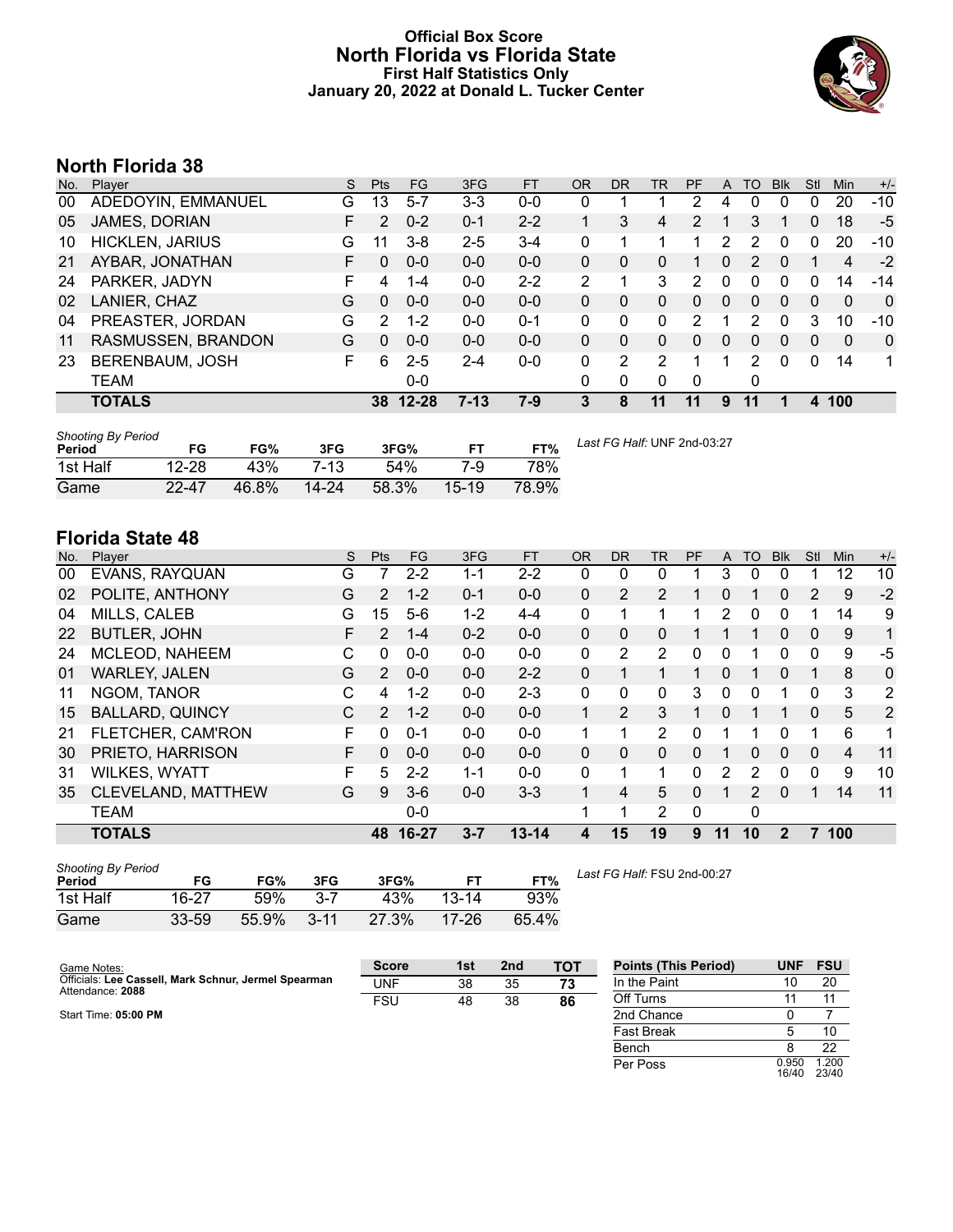# Official Box Score
# North Florida vs Florida State
### First Half Statistics Only
### January 20, 2022 at Donald L. Tucker Center

## North Florida 38

| No. | Player | S | Pts | FG | 3FG | FT | OR | DR | TR | PF | A | TO | Blk | Stl | Min | +/- |
|---|---|---|---|---|---|---|---|---|---|---|---|---|---|---|---|---|
| 00 | ADEDOYIN, EMMANUEL | G | 13 | 5-7 | 3-3 | 0-0 | 0 | 1 | 1 | 2 | 4 | 0 | 0 | 0 | 20 | -10 |
| 05 | JAMES, DORIAN | F | 2 | 0-2 | 0-1 | 2-2 | 1 | 3 | 4 | 2 | 1 | 3 | 1 | 0 | 18 | -5 |
| 10 | HICKLEN, JARIUS | G | 11 | 3-8 | 2-5 | 3-4 | 0 | 1 | 1 | 1 | 2 | 2 | 0 | 0 | 20 | -10 |
| 21 | AYBAR, JONATHAN | F | 0 | 0-0 | 0-0 | 0-0 | 0 | 0 | 0 | 1 | 0 | 2 | 0 | 1 | 4 | -2 |
| 24 | PARKER, JADYN | F | 4 | 1-4 | 0-0 | 2-2 | 2 | 1 | 3 | 2 | 0 | 0 | 0 | 0 | 14 | -14 |
| 02 | LANIER, CHAZ | G | 0 | 0-0 | 0-0 | 0-0 | 0 | 0 | 0 | 0 | 0 | 0 | 0 | 0 | 0 | 0 |
| 04 | PREASTER, JORDAN | G | 2 | 1-2 | 0-0 | 0-1 | 0 | 0 | 0 | 2 | 1 | 2 | 0 | 3 | 10 | -10 |
| 11 | RASMUSSEN, BRANDON | G | 0 | 0-0 | 0-0 | 0-0 | 0 | 0 | 0 | 0 | 0 | 0 | 0 | 0 | 0 | 0 |
| 23 | BERENBAUM, JOSH | F | 6 | 2-5 | 2-4 | 0-0 | 0 | 2 | 2 | 1 | 1 | 2 | 0 | 0 | 14 | 1 |
| | TEAM | | | 0-0 | | | 0 | 0 | 0 | 0 | | 0 | | | | |
| | **TOTALS** | | **38** | **12-28** | **7-13** | **7-9** | **3** | **8** | **11** | **11** | **9** | **11** | **1** | **4** | **100** | |

*Shooting By Period*

| Period | FG | FG% | 3FG | 3FG% | FT | FT% |
|---|---|---|---|---|---|---|
| 1st Half | 12-28 | 43% | 7-13 | 54% | 7-9 | 78% |
| Game | 22-47 | 46.8% | 14-24 | 58.3% | 15-19 | 78.9% |

*Last FG Half:* UNF 2nd-03:27

## Florida State 48

| No. | Player | S | Pts | FG | 3FG | FT | OR | DR | TR | PF | A | TO | Blk | Stl | Min | +/- |
|---|---|---|---|---|---|---|---|---|---|---|---|---|---|---|---|---|
| 00 | EVANS, RAYQUAN | G | 7 | 2-2 | 1-1 | 2-2 | 0 | 0 | 0 | 1 | 3 | 0 | 0 | 1 | 12 | 10 |
| 02 | POLITE, ANTHONY | G | 2 | 1-2 | 0-1 | 0-0 | 0 | 2 | 2 | 1 | 0 | 1 | 0 | 2 | 9 | -2 |
| 04 | MILLS, CALEB | G | 15 | 5-6 | 1-2 | 4-4 | 0 | 1 | 1 | 1 | 2 | 0 | 0 | 1 | 14 | 9 |
| 22 | BUTLER, JOHN | F | 2 | 1-4 | 0-2 | 0-0 | 0 | 0 | 0 | 1 | 1 | 1 | 0 | 0 | 9 | 1 |
| 24 | MCLEOD, NAHEEM | C | 0 | 0-0 | 0-0 | 0-0 | 0 | 2 | 2 | 0 | 0 | 1 | 0 | 0 | 9 | -5 |
| 01 | WARLEY, JALEN | G | 2 | 0-0 | 0-0 | 2-2 | 0 | 1 | 1 | 1 | 0 | 1 | 0 | 1 | 8 | 0 |
| 11 | NGOM, TANOR | C | 4 | 1-2 | 0-0 | 2-3 | 0 | 0 | 0 | 3 | 0 | 0 | 1 | 0 | 3 | 2 |
| 15 | BALLARD, QUINCY | C | 2 | 1-2 | 0-0 | 0-0 | 1 | 2 | 3 | 1 | 0 | 1 | 1 | 0 | 5 | 2 |
| 21 | FLETCHER, CAM'RON | F | 0 | 0-1 | 0-0 | 0-0 | 1 | 1 | 2 | 0 | 1 | 1 | 0 | 1 | 6 | 1 |
| 30 | PRIETO, HARRISON | F | 0 | 0-0 | 0-0 | 0-0 | 0 | 0 | 0 | 0 | 1 | 0 | 0 | 0 | 4 | 11 |
| 31 | WILKES, WYATT | F | 5 | 2-2 | 1-1 | 0-0 | 0 | 1 | 1 | 0 | 2 | 2 | 0 | 0 | 9 | 10 |
| 35 | CLEVELAND, MATTHEW | G | 9 | 3-6 | 0-0 | 3-3 | 1 | 4 | 5 | 0 | 1 | 2 | 0 | 1 | 14 | 11 |
| | TEAM | | | 0-0 | | | 1 | 1 | 2 | 0 | | 0 | | | | |
| | **TOTALS** | | **48** | **16-27** | **3-7** | **13-14** | **4** | **15** | **19** | **9** | **11** | **10** | **2** | **7** | **100** | |

*Shooting By Period*

| Period | FG | FG% | 3FG | 3FG% | FT | FT% |
|---|---|---|---|---|---|---|
| 1st Half | 16-27 | 59% | 3-7 | 43% | 13-14 | 93% |
| Game | 33-59 | 55.9% | 3-11 | 27.3% | 17-26 | 65.4% |

*Last FG Half:* FSU 2nd-00:27

Game Notes:
Officials: **Lee Cassell, Mark Schnur, Jermel Spearman**
Attendance: **2088**

Start Time: **05:00 PM**

| Score | 1st | 2nd | TOT |
|---|---|---|---|
| UNF | 38 | 35 | **73** |
| FSU | 48 | 38 | **86** |

| Points (This Period) | UNF | FSU |
|---|---|---|
| In the Paint | 10 | 20 |
| Off Turns | 11 | 11 |
| 2nd Chance | 0 | 7 |
| Fast Break | 5 | 10 |
| Bench | 8 | 22 |
| Per Poss | 0.950 16/40 | 1.200 23/40 |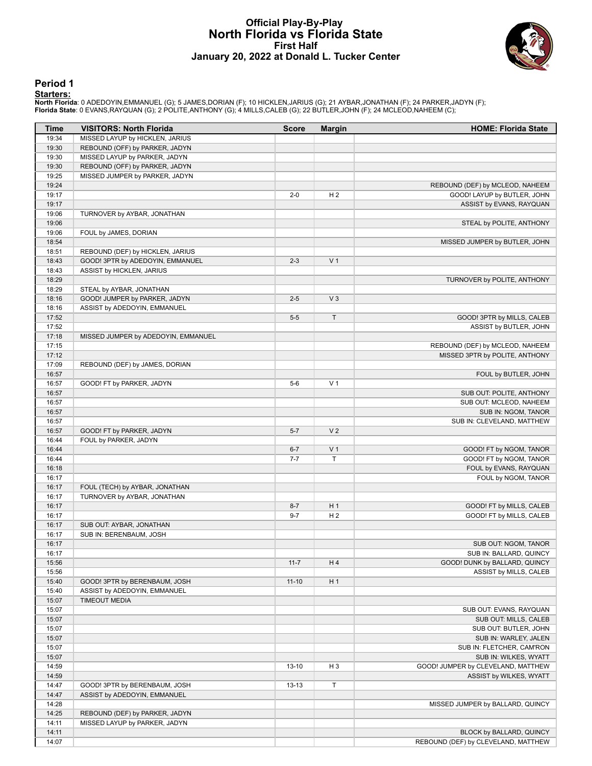# Official Play-By-Play
## North Florida vs Florida State
### First Half
### January 20, 2022 at Donald L. Tucker Center

## Period 1

**Starters:**

**North Florida**: 0 ADEDOYIN,EMMANUEL (G); 5 JAMES,DORIAN (F); 10 HICKLEN,JARIUS (G); 21 AYBAR,JONATHAN (F); 24 PARKER,JADYN (F);
**Florida State**: 0 EVANS,RAYQUAN (G); 2 POLITE,ANTHONY (G); 4 MILLS,CALEB (G); 22 BUTLER,JOHN (F); 24 MCLEOD,NAHEEM (C);

| Time | VISITORS: North Florida | Score | Margin | HOME: Florida State |
|---|---|---|---|---|
| 19:34 | MISSED LAYUP by HICKLEN, JARIUS | | | |
| 19:30 | REBOUND (OFF) by PARKER, JADYN | | | |
| 19:30 | MISSED LAYUP by PARKER, JADYN | | | |
| 19:30 | REBOUND (OFF) by PARKER, JADYN | | | |
| 19:25 | MISSED JUMPER by PARKER, JADYN | | | |
| 19:24 | | | | REBOUND (DEF) by MCLEOD, NAHEEM |
| 19:17 | | 2-0 | H 2 | GOOD! LAYUP by BUTLER, JOHN |
| 19:17 | | | | ASSIST by EVANS, RAYQUAN |
| 19:06 | TURNOVER by AYBAR, JONATHAN | | | |
| 19:06 | | | | STEAL by POLITE, ANTHONY |
| 19:06 | FOUL by JAMES, DORIAN | | | |
| 18:54 | | | | MISSED JUMPER by BUTLER, JOHN |
| 18:51 | REBOUND (DEF) by HICKLEN, JARIUS | | | |
| 18:43 | GOOD! 3PTR by ADEDOYIN, EMMANUEL | 2-3 | V 1 | |
| 18:43 | ASSIST by HICKLEN, JARIUS | | | |
| 18:29 | | | | TURNOVER by POLITE, ANTHONY |
| 18:29 | STEAL by AYBAR, JONATHAN | | | |
| 18:16 | GOOD! JUMPER by PARKER, JADYN | 2-5 | V 3 | |
| 18:16 | ASSIST by ADEDOYIN, EMMANUEL | | | |
| 17:52 | | 5-5 | T | GOOD! 3PTR by MILLS, CALEB |
| 17:52 | | | | ASSIST by BUTLER, JOHN |
| 17:18 | MISSED JUMPER by ADEDOYIN, EMMANUEL | | | |
| 17:15 | | | | REBOUND (DEF) by MCLEOD, NAHEEM |
| 17:12 | | | | MISSED 3PTR by POLITE, ANTHONY |
| 17:09 | REBOUND (DEF) by JAMES, DORIAN | | | |
| 16:57 | | | | FOUL by BUTLER, JOHN |
| 16:57 | GOOD! FT by PARKER, JADYN | 5-6 | V 1 | |
| 16:57 | | | | SUB OUT: POLITE, ANTHONY |
| 16:57 | | | | SUB OUT: MCLEOD, NAHEEM |
| 16:57 | | | | SUB IN: NGOM, TANOR |
| 16:57 | | | | SUB IN: CLEVELAND, MATTHEW |
| 16:57 | GOOD! FT by PARKER, JADYN | 5-7 | V 2 | |
| 16:44 | FOUL by PARKER, JADYN | | | |
| 16:44 | | 6-7 | V 1 | GOOD! FT by NGOM, TANOR |
| 16:44 | | 7-7 | T | GOOD! FT by NGOM, TANOR |
| 16:18 | | | | FOUL by EVANS, RAYQUAN |
| 16:17 | | | | FOUL by NGOM, TANOR |
| 16:17 | FOUL (TECH) by AYBAR, JONATHAN | | | |
| 16:17 | TURNOVER by AYBAR, JONATHAN | | | |
| 16:17 | | 8-7 | H 1 | GOOD! FT by MILLS, CALEB |
| 16:17 | | 9-7 | H 2 | GOOD! FT by MILLS, CALEB |
| 16:17 | SUB OUT: AYBAR, JONATHAN | | | |
| 16:17 | SUB IN: BERENBAUM, JOSH | | | |
| 16:17 | | | | SUB OUT: NGOM, TANOR |
| 16:17 | | | | SUB IN: BALLARD, QUINCY |
| 15:56 | | 11-7 | H 4 | GOOD! DUNK by BALLARD, QUINCY |
| 15:56 | | | | ASSIST by MILLS, CALEB |
| 15:40 | GOOD! 3PTR by BERENBAUM, JOSH | 11-10 | H 1 | |
| 15:40 | ASSIST by ADEDOYIN, EMMANUEL | | | |
| 15:07 | TIMEOUT MEDIA | | | |
| 15:07 | | | | SUB OUT: EVANS, RAYQUAN |
| 15:07 | | | | SUB OUT: MILLS, CALEB |
| 15:07 | | | | SUB OUT: BUTLER, JOHN |
| 15:07 | | | | SUB IN: WARLEY, JALEN |
| 15:07 | | | | SUB IN: FLETCHER, CAM'RON |
| 15:07 | | | | SUB IN: WILKES, WYATT |
| 14:59 | | 13-10 | H 3 | GOOD! JUMPER by CLEVELAND, MATTHEW |
| 14:59 | | | | ASSIST by WILKES, WYATT |
| 14:47 | GOOD! 3PTR by BERENBAUM, JOSH | 13-13 | T | |
| 14:47 | ASSIST by ADEDOYIN, EMMANUEL | | | |
| 14:28 | | | | MISSED JUMPER by BALLARD, QUINCY |
| 14:25 | REBOUND (DEF) by PARKER, JADYN | | | |
| 14:11 | MISSED LAYUP by PARKER, JADYN | | | |
| 14:11 | | | | BLOCK by BALLARD, QUINCY |
| 14:07 | | | | REBOUND (DEF) by CLEVELAND, MATTHEW |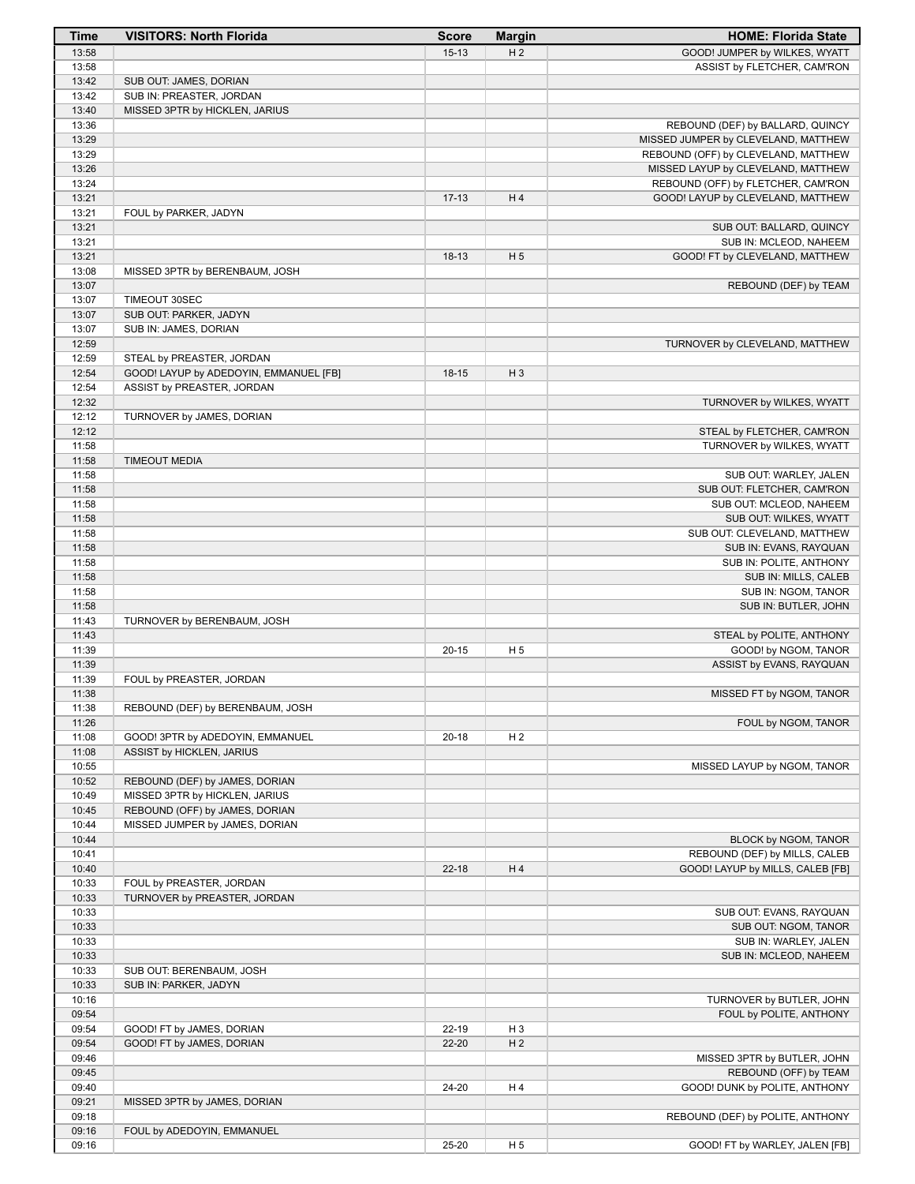| Time | VISITORS: North Florida | Score | Margin | HOME: Florida State |
|---|---|---|---|---|
| 13:58 | | 15-13 | H 2 | GOOD! JUMPER by WILKES, WYATT |
| 13:58 | | | | ASSIST by FLETCHER, CAM'RON |
| 13:42 | SUB OUT: JAMES, DORIAN | | | |
| 13:42 | SUB IN: PREASTER, JORDAN | | | |
| 13:40 | MISSED 3PTR by HICKLEN, JARIUS | | | |
| 13:36 | | | | REBOUND (DEF) by BALLARD, QUINCY |
| 13:29 | | | | MISSED JUMPER by CLEVELAND, MATTHEW |
| 13:29 | | | | REBOUND (OFF) by CLEVELAND, MATTHEW |
| 13:26 | | | | MISSED LAYUP by CLEVELAND, MATTHEW |
| 13:24 | | | | REBOUND (OFF) by FLETCHER, CAM'RON |
| 13:21 | | 17-13 | H 4 | GOOD! LAYUP by CLEVELAND, MATTHEW |
| 13:21 | FOUL by PARKER, JADYN | | | |
| 13:21 | | | | SUB OUT: BALLARD, QUINCY |
| 13:21 | | | | SUB IN: MCLEOD, NAHEEM |
| 13:21 | | 18-13 | H 5 | GOOD! FT by CLEVELAND, MATTHEW |
| 13:08 | MISSED 3PTR by BERENBAUM, JOSH | | | |
| 13:07 | | | | REBOUND (DEF) by TEAM |
| 13:07 | TIMEOUT 30SEC | | | |
| 13:07 | SUB OUT: PARKER, JADYN | | | |
| 13:07 | SUB IN: JAMES, DORIAN | | | |
| 12:59 | | | | TURNOVER by CLEVELAND, MATTHEW |
| 12:59 | STEAL by PREASTER, JORDAN | | | |
| 12:54 | GOOD! LAYUP by ADEDOYIN, EMMANUEL [FB] | 18-15 | H 3 | |
| 12:54 | ASSIST by PREASTER, JORDAN | | | |
| 12:32 | | | | TURNOVER by WILKES, WYATT |
| 12:12 | TURNOVER by JAMES, DORIAN | | | |
| 12:12 | | | | STEAL by FLETCHER, CAM'RON |
| 11:58 | | | | TURNOVER by WILKES, WYATT |
| 11:58 | TIMEOUT MEDIA | | | |
| 11:58 | | | | SUB OUT: WARLEY, JALEN |
| 11:58 | | | | SUB OUT: FLETCHER, CAM'RON |
| 11:58 | | | | SUB OUT: MCLEOD, NAHEEM |
| 11:58 | | | | SUB OUT: WILKES, WYATT |
| 11:58 | | | | SUB OUT: CLEVELAND, MATTHEW |
| 11:58 | | | | SUB IN: EVANS, RAYQUAN |
| 11:58 | | | | SUB IN: POLITE, ANTHONY |
| 11:58 | | | | SUB IN: MILLS, CALEB |
| 11:58 | | | | SUB IN: NGOM, TANOR |
| 11:58 | | | | SUB IN: BUTLER, JOHN |
| 11:43 | TURNOVER by BERENBAUM, JOSH | | | |
| 11:43 | | | | STEAL by POLITE, ANTHONY |
| 11:39 | | 20-15 | H 5 | GOOD! by NGOM, TANOR |
| 11:39 | | | | ASSIST by EVANS, RAYQUAN |
| 11:39 | FOUL by PREASTER, JORDAN | | | |
| 11:38 | | | | MISSED FT by NGOM, TANOR |
| 11:38 | REBOUND (DEF) by BERENBAUM, JOSH | | | |
| 11:26 | | | | FOUL by NGOM, TANOR |
| 11:08 | GOOD! 3PTR by ADEDOYIN, EMMANUEL | 20-18 | H 2 | |
| 11:08 | ASSIST by HICKLEN, JARIUS | | | |
| 10:55 | | | | MISSED LAYUP by NGOM, TANOR |
| 10:52 | REBOUND (DEF) by JAMES, DORIAN | | | |
| 10:49 | MISSED 3PTR by HICKLEN, JARIUS | | | |
| 10:45 | REBOUND (OFF) by JAMES, DORIAN | | | |
| 10:44 | MISSED JUMPER by JAMES, DORIAN | | | |
| 10:44 | | | | BLOCK by NGOM, TANOR |
| 10:41 | | | | REBOUND (DEF) by MILLS, CALEB |
| 10:40 | | 22-18 | H 4 | GOOD! LAYUP by MILLS, CALEB [FB] |
| 10:33 | FOUL by PREASTER, JORDAN | | | |
| 10:33 | TURNOVER by PREASTER, JORDAN | | | |
| 10:33 | | | | SUB OUT: EVANS, RAYQUAN |
| 10:33 | | | | SUB OUT: NGOM, TANOR |
| 10:33 | | | | SUB IN: WARLEY, JALEN |
| 10:33 | | | | SUB IN: MCLEOD, NAHEEM |
| 10:33 | SUB OUT: BERENBAUM, JOSH | | | |
| 10:33 | SUB IN: PARKER, JADYN | | | |
| 10:16 | | | | TURNOVER by BUTLER, JOHN |
| 09:54 | | | | FOUL by POLITE, ANTHONY |
| 09:54 | GOOD! FT by JAMES, DORIAN | 22-19 | H 3 | |
| 09:54 | GOOD! FT by JAMES, DORIAN | 22-20 | H 2 | |
| 09:46 | | | | MISSED 3PTR by BUTLER, JOHN |
| 09:45 | | | | REBOUND (OFF) by TEAM |
| 09:40 | | 24-20 | H 4 | GOOD! DUNK by POLITE, ANTHONY |
| 09:21 | MISSED 3PTR by JAMES, DORIAN | | | |
| 09:18 | | | | REBOUND (DEF) by POLITE, ANTHONY |
| 09:16 | FOUL by ADEDOYIN, EMMANUEL | | | |
| 09:16 | | 25-20 | H 5 | GOOD! FT by WARLEY, JALEN [FB] |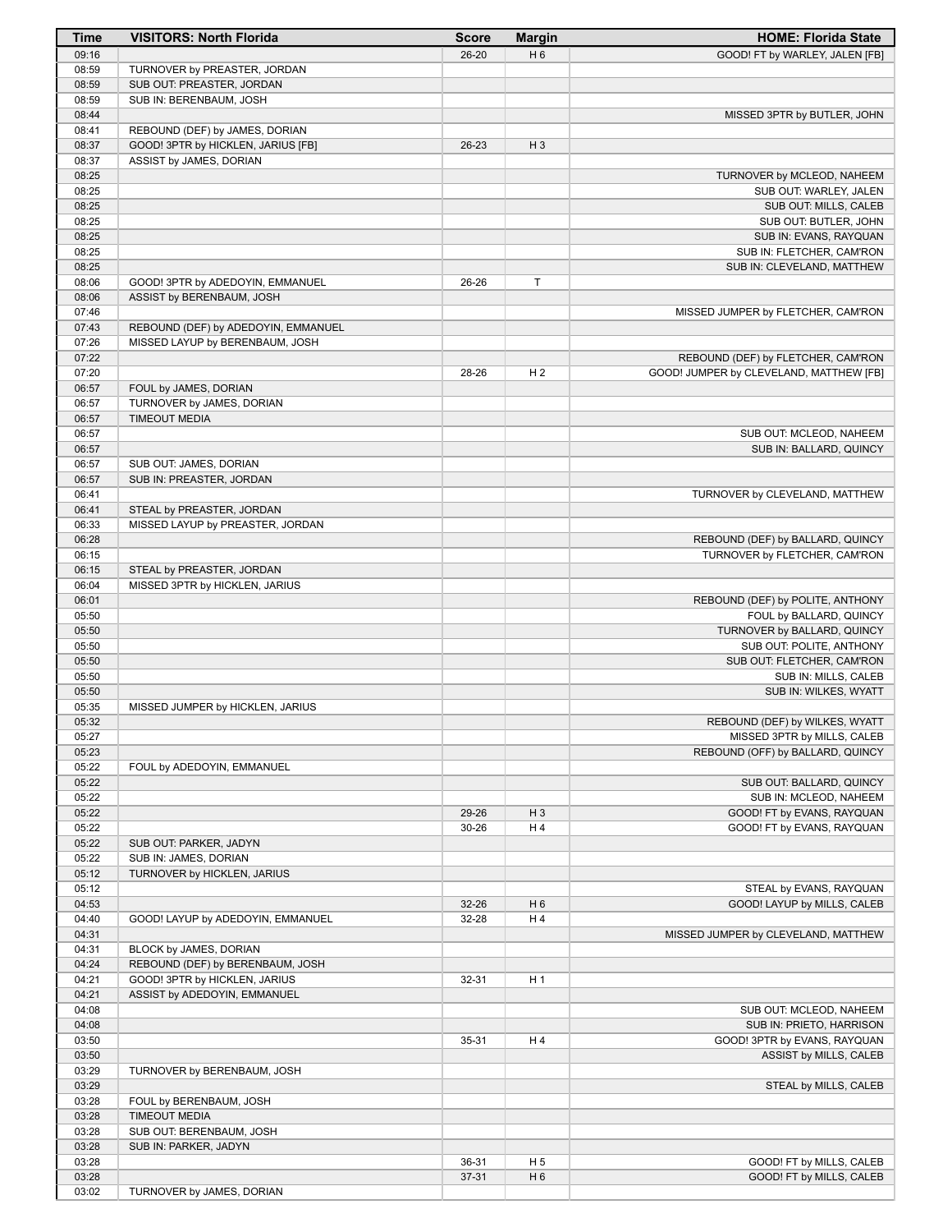| Time | VISITORS: North Florida | Score | Margin | HOME: Florida State |
|---|---|---|---|---|
| 09:16 | | 26-20 | H 6 | GOOD! FT by WARLEY, JALEN [FB] |
| 08:59 | TURNOVER by PREASTER, JORDAN | | | |
| 08:59 | SUB OUT: PREASTER, JORDAN | | | |
| 08:59 | SUB IN: BERENBAUM, JOSH | | | |
| 08:44 | | | | MISSED 3PTR by BUTLER, JOHN |
| 08:41 | REBOUND (DEF) by JAMES, DORIAN | | | |
| 08:37 | GOOD! 3PTR by HICKLEN, JARIUS [FB] | 26-23 | H 3 | |
| 08:37 | ASSIST by JAMES, DORIAN | | | |
| 08:25 | | | | TURNOVER by MCLEOD, NAHEEM |
| 08:25 | | | | SUB OUT: WARLEY, JALEN |
| 08:25 | | | | SUB OUT: MILLS, CALEB |
| 08:25 | | | | SUB OUT: BUTLER, JOHN |
| 08:25 | | | | SUB IN: EVANS, RAYQUAN |
| 08:25 | | | | SUB IN: FLETCHER, CAM'RON |
| 08:25 | | | | SUB IN: CLEVELAND, MATTHEW |
| 08:06 | GOOD! 3PTR by ADEDOYIN, EMMANUEL | 26-26 | T | |
| 08:06 | ASSIST by BERENBAUM, JOSH | | | |
| 07:46 | | | | MISSED JUMPER by FLETCHER, CAM'RON |
| 07:43 | REBOUND (DEF) by ADEDOYIN, EMMANUEL | | | |
| 07:26 | MISSED LAYUP by BERENBAUM, JOSH | | | |
| 07:22 | | | | REBOUND (DEF) by FLETCHER, CAM'RON |
| 07:20 | | 28-26 | H 2 | GOOD! JUMPER by CLEVELAND, MATTHEW [FB] |
| 06:57 | FOUL by JAMES, DORIAN | | | |
| 06:57 | TURNOVER by JAMES, DORIAN | | | |
| 06:57 | TIMEOUT MEDIA | | | |
| 06:57 | | | | SUB OUT: MCLEOD, NAHEEM |
| 06:57 | | | | SUB IN: BALLARD, QUINCY |
| 06:57 | SUB OUT: JAMES, DORIAN | | | |
| 06:57 | SUB IN: PREASTER, JORDAN | | | |
| 06:41 | | | | TURNOVER by CLEVELAND, MATTHEW |
| 06:41 | STEAL by PREASTER, JORDAN | | | |
| 06:33 | MISSED LAYUP by PREASTER, JORDAN | | | |
| 06:28 | | | | REBOUND (DEF) by BALLARD, QUINCY |
| 06:15 | | | | TURNOVER by FLETCHER, CAM'RON |
| 06:15 | STEAL by PREASTER, JORDAN | | | |
| 06:04 | MISSED 3PTR by HICKLEN, JARIUS | | | |
| 06:01 | | | | REBOUND (DEF) by POLITE, ANTHONY |
| 05:50 | | | | FOUL by BALLARD, QUINCY |
| 05:50 | | | | TURNOVER by BALLARD, QUINCY |
| 05:50 | | | | SUB OUT: POLITE, ANTHONY |
| 05:50 | | | | SUB OUT: FLETCHER, CAM'RON |
| 05:50 | | | | SUB IN: MILLS, CALEB |
| 05:50 | | | | SUB IN: WILKES, WYATT |
| 05:35 | MISSED JUMPER by HICKLEN, JARIUS | | | |
| 05:32 | | | | REBOUND (DEF) by WILKES, WYATT |
| 05:27 | | | | MISSED 3PTR by MILLS, CALEB |
| 05:23 | | | | REBOUND (OFF) by BALLARD, QUINCY |
| 05:22 | FOUL by ADEDOYIN, EMMANUEL | | | |
| 05:22 | | | | SUB OUT: BALLARD, QUINCY |
| 05:22 | | | | SUB IN: MCLEOD, NAHEEM |
| 05:22 | | 29-26 | H 3 | GOOD! FT by EVANS, RAYQUAN |
| 05:22 | | 30-26 | H 4 | GOOD! FT by EVANS, RAYQUAN |
| 05:22 | SUB OUT: PARKER, JADYN | | | |
| 05:22 | SUB IN: JAMES, DORIAN | | | |
| 05:12 | TURNOVER by HICKLEN, JARIUS | | | |
| 05:12 | | | | STEAL by EVANS, RAYQUAN |
| 04:53 | | 32-26 | H 6 | GOOD! LAYUP by MILLS, CALEB |
| 04:40 | GOOD! LAYUP by ADEDOYIN, EMMANUEL | 32-28 | H 4 | |
| 04:31 | | | | MISSED JUMPER by CLEVELAND, MATTHEW |
| 04:31 | BLOCK by JAMES, DORIAN | | | |
| 04:24 | REBOUND (DEF) by BERENBAUM, JOSH | | | |
| 04:21 | GOOD! 3PTR by HICKLEN, JARIUS | 32-31 | H 1 | |
| 04:21 | ASSIST by ADEDOYIN, EMMANUEL | | | |
| 04:08 | | | | SUB OUT: MCLEOD, NAHEEM |
| 04:08 | | | | SUB IN: PRIETO, HARRISON |
| 03:50 | | 35-31 | H 4 | GOOD! 3PTR by EVANS, RAYQUAN |
| 03:50 | | | | ASSIST by MILLS, CALEB |
| 03:29 | TURNOVER by BERENBAUM, JOSH | | | |
| 03:29 | | | | STEAL by MILLS, CALEB |
| 03:28 | FOUL by BERENBAUM, JOSH | | | |
| 03:28 | TIMEOUT MEDIA | | | |
| 03:28 | SUB OUT: BERENBAUM, JOSH | | | |
| 03:28 | SUB IN: PARKER, JADYN | | | |
| 03:28 | | 36-31 | H 5 | GOOD! FT by MILLS, CALEB |
| 03:28 | | 37-31 | H 6 | GOOD! FT by MILLS, CALEB |
| 03:02 | TURNOVER by JAMES, DORIAN | | | |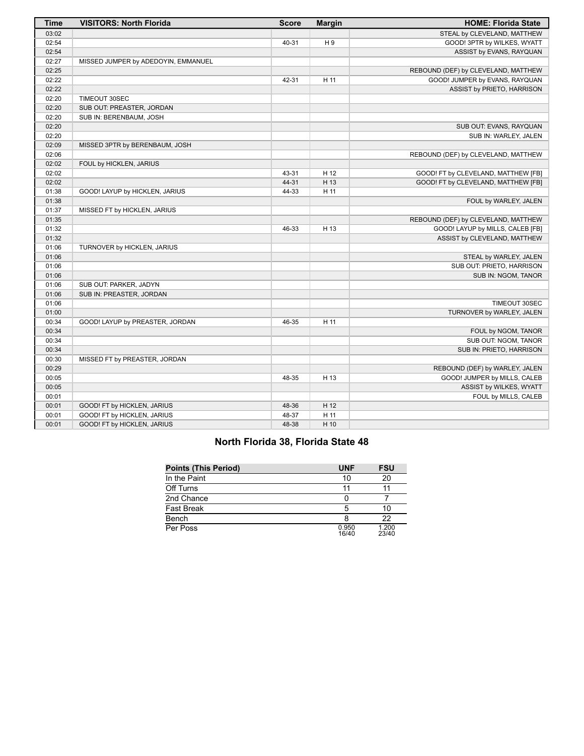| Time | VISITORS: North Florida | Score | Margin | HOME: Florida State |
|---|---|---|---|---|
| 03:02 | | | | STEAL by CLEVELAND, MATTHEW |
| 02:54 | | 40-31 | H 9 | GOOD! 3PTR by WILKES, WYATT |
| 02:54 | | | | ASSIST by EVANS, RAYQUAN |
| 02:27 | MISSED JUMPER by ADEDOYIN, EMMANUEL | | | |
| 02:25 | | | | REBOUND (DEF) by CLEVELAND, MATTHEW |
| 02:22 | | 42-31 | H 11 | GOOD! JUMPER by EVANS, RAYQUAN |
| 02:22 | | | | ASSIST by PRIETO, HARRISON |
| 02:20 | TIMEOUT 30SEC | | | |
| 02:20 | SUB OUT: PREASTER, JORDAN | | | |
| 02:20 | SUB IN: BERENBAUM, JOSH | | | |
| 02:20 | | | | SUB OUT: EVANS, RAYQUAN |
| 02:20 | | | | SUB IN: WARLEY, JALEN |
| 02:09 | MISSED 3PTR by BERENBAUM, JOSH | | | |
| 02:06 | | | | REBOUND (DEF) by CLEVELAND, MATTHEW |
| 02:02 | FOUL by HICKLEN, JARIUS | | | |
| 02:02 | | 43-31 | H 12 | GOOD! FT by CLEVELAND, MATTHEW [FB] |
| 02:02 | | 44-31 | H 13 | GOOD! FT by CLEVELAND, MATTHEW [FB] |
| 01:38 | GOOD! LAYUP by HICKLEN, JARIUS | 44-33 | H 11 | |
| 01:38 | | | | FOUL by WARLEY, JALEN |
| 01:37 | MISSED FT by HICKLEN, JARIUS | | | |
| 01:35 | | | | REBOUND (DEF) by CLEVELAND, MATTHEW |
| 01:32 | | 46-33 | H 13 | GOOD! LAYUP by MILLS, CALEB [FB] |
| 01:32 | | | | ASSIST by CLEVELAND, MATTHEW |
| 01:06 | TURNOVER by HICKLEN, JARIUS | | | |
| 01:06 | | | | STEAL by WARLEY, JALEN |
| 01:06 | | | | SUB OUT: PRIETO, HARRISON |
| 01:06 | | | | SUB IN: NGOM, TANOR |
| 01:06 | SUB OUT: PARKER, JADYN | | | |
| 01:06 | SUB IN: PREASTER, JORDAN | | | |
| 01:06 | | | | TIMEOUT 30SEC |
| 01:00 | | | | TURNOVER by WARLEY, JALEN |
| 00:34 | GOOD! LAYUP by PREASTER, JORDAN | 46-35 | H 11 | |
| 00:34 | | | | FOUL by NGOM, TANOR |
| 00:34 | | | | SUB OUT: NGOM, TANOR |
| 00:34 | | | | SUB IN: PRIETO, HARRISON |
| 00:30 | MISSED FT by PREASTER, JORDAN | | | |
| 00:29 | | | | REBOUND (DEF) by WARLEY, JALEN |
| 00:05 | | 48-35 | H 13 | GOOD! JUMPER by MILLS, CALEB |
| 00:05 | | | | ASSIST by WILKES, WYATT |
| 00:01 | | | | FOUL by MILLS, CALEB |
| 00:01 | GOOD! FT by HICKLEN, JARIUS | 48-36 | H 12 | |
| 00:01 | GOOD! FT by HICKLEN, JARIUS | 48-37 | H 11 | |
| 00:01 | GOOD! FT by HICKLEN, JARIUS | 48-38 | H 10 | |

## North Florida 38, Florida State 48

| Points (This Period) | UNF | FSU |
|---|---|---|
| In the Paint | 10 | 20 |
| Off Turns | 11 | 11 |
| 2nd Chance | 0 | 7 |
| Fast Break | 5 | 10 |
| Bench | 8 | 22 |
| Per Poss | 0.950 16/40 | 1.200 23/40 |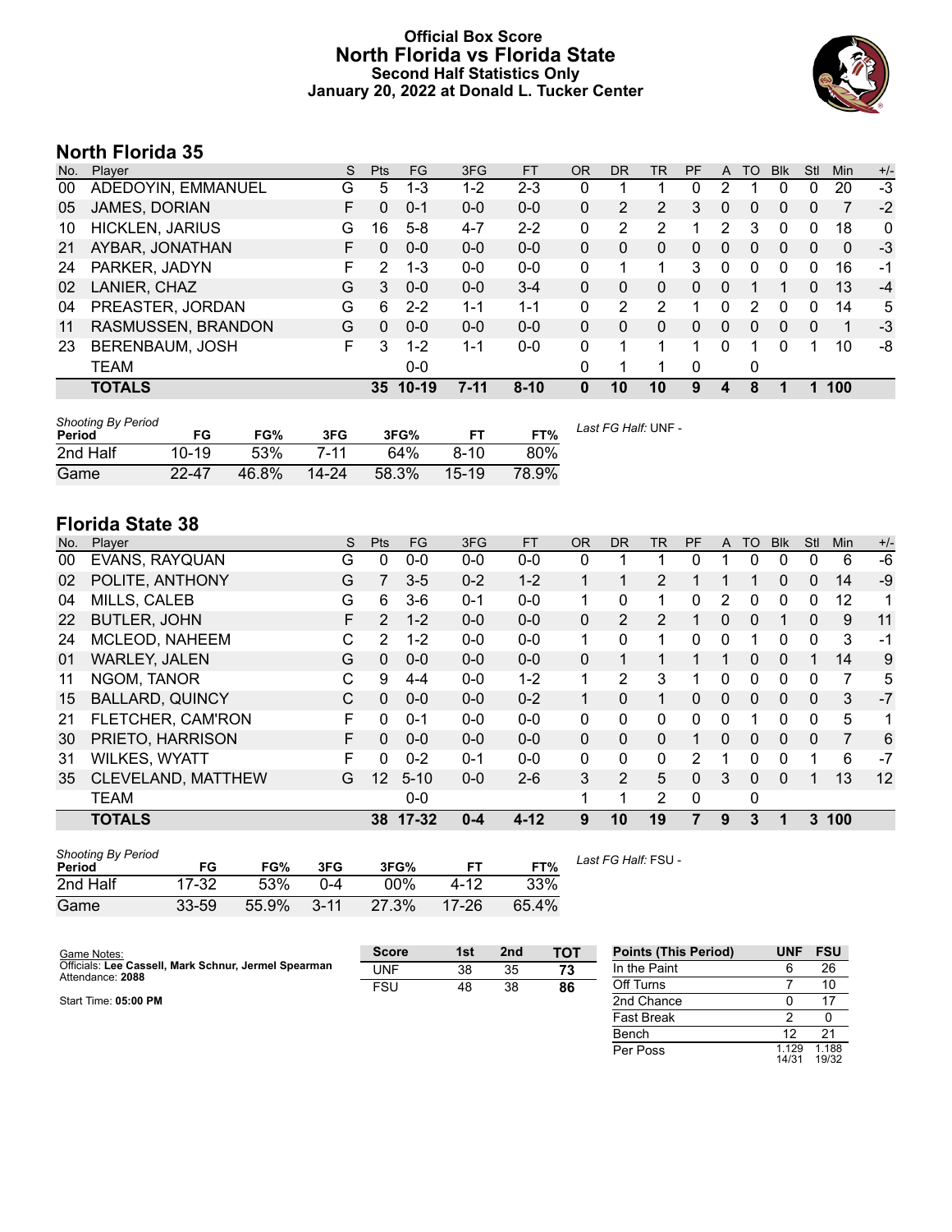# Official Box Score
## North Florida vs Florida State
### Second Half Statistics Only
### January 20, 2022 at Donald L. Tucker Center

## North Florida 35

| No. | Player | S | Pts | FG | 3FG | FT | OR | DR | TR | PF | A | TO | Blk | Stl | Min | +/- |
|---|---|---|---|---|---|---|---|---|---|---|---|---|---|---|---|---|
| 00 | ADEDOYIN, EMMANUEL | G | 5 | 1-3 | 1-2 | 2-3 | 0 | 1 | 1 | 0 | 2 | 1 | 0 | 0 | 20 | -3 |
| 05 | JAMES, DORIAN | F | 0 | 0-1 | 0-0 | 0-0 | 0 | 2 | 2 | 3 | 0 | 0 | 0 | 0 | 7 | -2 |
| 10 | HICKLEN, JARIUS | G | 16 | 5-8 | 4-7 | 2-2 | 0 | 2 | 2 | 1 | 2 | 3 | 0 | 0 | 18 | 0 |
| 21 | AYBAR, JONATHAN | F | 0 | 0-0 | 0-0 | 0-0 | 0 | 0 | 0 | 0 | 0 | 0 | 0 | 0 | 0 | -3 |
| 24 | PARKER, JADYN | F | 2 | 1-3 | 0-0 | 0-0 | 0 | 1 | 1 | 3 | 0 | 0 | 0 | 0 | 16 | -1 |
| 02 | LANIER, CHAZ | G | 3 | 0-0 | 0-0 | 3-4 | 0 | 0 | 0 | 0 | 0 | 1 | 1 | 0 | 13 | -4 |
| 04 | PREASTER, JORDAN | G | 6 | 2-2 | 1-1 | 1-1 | 0 | 2 | 2 | 1 | 0 | 2 | 0 | 0 | 14 | 5 |
| 11 | RASMUSSEN, BRANDON | G | 0 | 0-0 | 0-0 | 0-0 | 0 | 0 | 0 | 0 | 0 | 0 | 0 | 0 | 1 | -3 |
| 23 | BERENBAUM, JOSH | F | 3 | 1-2 | 1-1 | 0-0 | 0 | 1 | 1 | 1 | 0 | 1 | 0 | 1 | 10 | -8 |
| | TEAM | | | 0-0 | | | 0 | 1 | 1 | 0 | | 0 | | | | |
| | **TOTALS** | | **35** | **10-19** | **7-11** | **8-10** | **0** | **10** | **10** | **9** | **4** | **8** | **1** | **1** | **100** | |

*Shooting By Period*

| Period | FG | FG% | 3FG | 3FG% | FT | FT% |
|---|---|---|---|---|---|---|
| 2nd Half | 10-19 | 53% | 7-11 | 64% | 8-10 | 80% |
| Game | 22-47 | 46.8% | 14-24 | 58.3% | 15-19 | 78.9% |

*Last FG Half:* UNF -

## Florida State 38

| No. | Player | S | Pts | FG | 3FG | FT | OR | DR | TR | PF | A | TO | Blk | Stl | Min | +/- |
|---|---|---|---|---|---|---|---|---|---|---|---|---|---|---|---|---|
| 00 | EVANS, RAYQUAN | G | 0 | 0-0 | 0-0 | 0-0 | 0 | 1 | 1 | 0 | 1 | 0 | 0 | 0 | 6 | -6 |
| 02 | POLITE, ANTHONY | G | 7 | 3-5 | 0-2 | 1-2 | 1 | 1 | 2 | 1 | 1 | 1 | 0 | 0 | 14 | -9 |
| 04 | MILLS, CALEB | G | 6 | 3-6 | 0-1 | 0-0 | 1 | 0 | 1 | 0 | 2 | 0 | 0 | 0 | 12 | 1 |
| 22 | BUTLER, JOHN | F | 2 | 1-2 | 0-0 | 0-0 | 0 | 2 | 2 | 1 | 0 | 0 | 1 | 0 | 9 | 11 |
| 24 | MCLEOD, NAHEEM | C | 2 | 1-2 | 0-0 | 0-0 | 1 | 0 | 1 | 0 | 0 | 1 | 0 | 0 | 3 | -1 |
| 01 | WARLEY, JALEN | G | 0 | 0-0 | 0-0 | 0-0 | 0 | 1 | 1 | 1 | 1 | 0 | 0 | 1 | 14 | 9 |
| 11 | NGOM, TANOR | C | 9 | 4-4 | 0-0 | 1-2 | 1 | 2 | 3 | 1 | 0 | 0 | 0 | 0 | 7 | 5 |
| 15 | BALLARD, QUINCY | C | 0 | 0-0 | 0-0 | 0-2 | 1 | 0 | 1 | 0 | 0 | 0 | 0 | 0 | 3 | -7 |
| 21 | FLETCHER, CAM'RON | F | 0 | 0-1 | 0-0 | 0-0 | 0 | 0 | 0 | 0 | 0 | 1 | 0 | 0 | 5 | 1 |
| 30 | PRIETO, HARRISON | F | 0 | 0-0 | 0-0 | 0-0 | 0 | 0 | 0 | 1 | 0 | 0 | 0 | 0 | 7 | 6 |
| 31 | WILKES, WYATT | F | 0 | 0-2 | 0-1 | 0-0 | 0 | 0 | 0 | 2 | 1 | 0 | 0 | 1 | 6 | -7 |
| 35 | CLEVELAND, MATTHEW | G | 12 | 5-10 | 0-0 | 2-6 | 3 | 2 | 5 | 0 | 3 | 0 | 0 | 1 | 13 | 12 |
| | TEAM | | | 0-0 | | | 1 | 1 | 2 | 0 | | 0 | | | | |
| | **TOTALS** | | **38** | **17-32** | **0-4** | **4-12** | **9** | **10** | **19** | **7** | **9** | **3** | **1** | **3** | **100** | |

*Shooting By Period*

| Period | FG | FG% | 3FG | 3FG% | FT | FT% |
|---|---|---|---|---|---|---|
| 2nd Half | 17-32 | 53% | 0-4 | 00% | 4-12 | 33% |
| Game | 33-59 | 55.9% | 3-11 | 27.3% | 17-26 | 65.4% |

*Last FG Half:* FSU -

Game Notes:
Officials: **Lee Cassell, Mark Schnur, Jermel Spearman**
Attendance: **2088**

Start Time: **05:00 PM**

| Score | 1st | 2nd | TOT |
|---|---|---|---|
| UNF | 38 | 35 | **73** |
| FSU | 48 | 38 | **86** |

| Points (This Period) | UNF | FSU |
|---|---|---|
| In the Paint | 6 | 26 |
| Off Turns | 7 | 10 |
| 2nd Chance | 0 | 17 |
| Fast Break | 2 | 0 |
| Bench | 12 | 21 |
| Per Poss | 1.129 14/31 | 1.188 19/32 |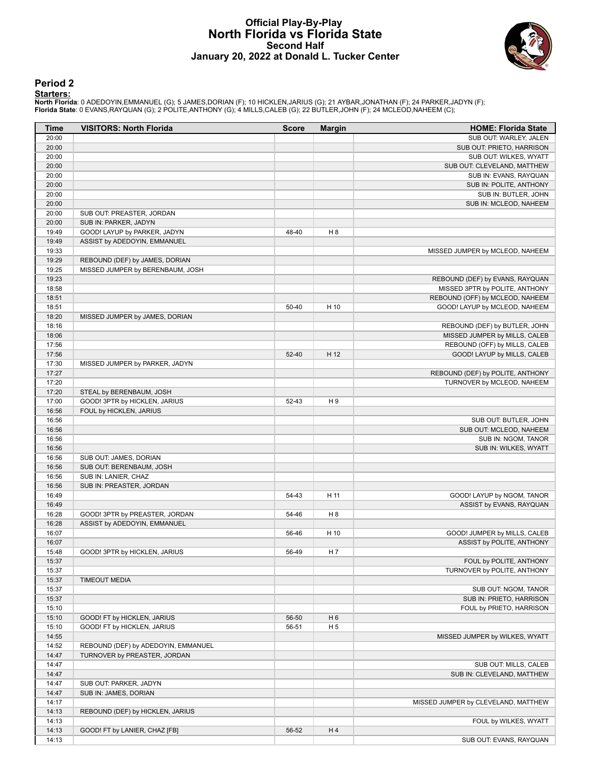# Official Play-By-Play
## North Florida vs Florida State
### Second Half
### January 20, 2022 at Donald L. Tucker Center

## Period 2

**Starters:**

**North Florida**: 0 ADEDOYIN,EMMANUEL (G); 5 JAMES,DORIAN (F); 10 HICKLEN,JARIUS (G); 21 AYBAR,JONATHAN (F); 24 PARKER,JADYN (F);
**Florida State**: 0 EVANS,RAYQUAN (G); 2 POLITE,ANTHONY (G); 4 MILLS,CALEB (G); 22 BUTLER,JOHN (F); 24 MCLEOD,NAHEEM (C);

| Time | VISITORS: North Florida | Score | Margin | HOME: Florida State |
|---|---|---|---|---|
| 20:00 | | | | SUB OUT: WARLEY, JALEN |
| 20:00 | | | | SUB OUT: PRIETO, HARRISON |
| 20:00 | | | | SUB OUT: WILKES, WYATT |
| 20:00 | | | | SUB OUT: CLEVELAND, MATTHEW |
| 20:00 | | | | SUB IN: EVANS, RAYQUAN |
| 20:00 | | | | SUB IN: POLITE, ANTHONY |
| 20:00 | | | | SUB IN: BUTLER, JOHN |
| 20:00 | | | | SUB IN: MCLEOD, NAHEEM |
| 20:00 | SUB OUT: PREASTER, JORDAN | | | |
| 20:00 | SUB IN: PARKER, JADYN | | | |
| 19:49 | GOOD! LAYUP by PARKER, JADYN | 48-40 | H 8 | |
| 19:49 | ASSIST by ADEDOYIN, EMMANUEL | | | |
| 19:33 | | | | MISSED JUMPER by MCLEOD, NAHEEM |
| 19:29 | REBOUND (DEF) by JAMES, DORIAN | | | |
| 19:25 | MISSED JUMPER by BERENBAUM, JOSH | | | |
| 19:23 | | | | REBOUND (DEF) by EVANS, RAYQUAN |
| 18:58 | | | | MISSED 3PTR by POLITE, ANTHONY |
| 18:51 | | | | REBOUND (OFF) by MCLEOD, NAHEEM |
| 18:51 | | 50-40 | H 10 | GOOD! LAYUP by MCLEOD, NAHEEM |
| 18:20 | MISSED JUMPER by JAMES, DORIAN | | | |
| 18:16 | | | | REBOUND (DEF) by BUTLER, JOHN |
| 18:06 | | | | MISSED JUMPER by MILLS, CALEB |
| 17:56 | | | | REBOUND (OFF) by MILLS, CALEB |
| 17:56 | | 52-40 | H 12 | GOOD! LAYUP by MILLS, CALEB |
| 17:30 | MISSED JUMPER by PARKER, JADYN | | | |
| 17:27 | | | | REBOUND (DEF) by POLITE, ANTHONY |
| 17:20 | | | | TURNOVER by MCLEOD, NAHEEM |
| 17:20 | STEAL by BERENBAUM, JOSH | | | |
| 17:00 | GOOD! 3PTR by HICKLEN, JARIUS | 52-43 | H 9 | |
| 16:56 | FOUL by HICKLEN, JARIUS | | | |
| 16:56 | | | | SUB OUT: BUTLER, JOHN |
| 16:56 | | | | SUB OUT: MCLEOD, NAHEEM |
| 16:56 | | | | SUB IN: NGOM, TANOR |
| 16:56 | | | | SUB IN: WILKES, WYATT |
| 16:56 | SUB OUT: JAMES, DORIAN | | | |
| 16:56 | SUB OUT: BERENBAUM, JOSH | | | |
| 16:56 | SUB IN: LANIER, CHAZ | | | |
| 16:56 | SUB IN: PREASTER, JORDAN | | | |
| 16:49 | | 54-43 | H 11 | GOOD! LAYUP by NGOM, TANOR |
| 16:49 | | | | ASSIST by EVANS, RAYQUAN |
| 16:28 | GOOD! 3PTR by PREASTER, JORDAN | 54-46 | H 8 | |
| 16:28 | ASSIST by ADEDOYIN, EMMANUEL | | | |
| 16:07 | | 56-46 | H 10 | GOOD! JUMPER by MILLS, CALEB |
| 16:07 | | | | ASSIST by POLITE, ANTHONY |
| 15:48 | GOOD! 3PTR by HICKLEN, JARIUS | 56-49 | H 7 | |
| 15:37 | | | | FOUL by POLITE, ANTHONY |
| 15:37 | | | | TURNOVER by POLITE, ANTHONY |
| 15:37 | TIMEOUT MEDIA | | | |
| 15:37 | | | | SUB OUT: NGOM, TANOR |
| 15:37 | | | | SUB IN: PRIETO, HARRISON |
| 15:10 | | | | FOUL by PRIETO, HARRISON |
| 15:10 | GOOD! FT by HICKLEN, JARIUS | 56-50 | H 6 | |
| 15:10 | GOOD! FT by HICKLEN, JARIUS | 56-51 | H 5 | |
| 14:55 | | | | MISSED JUMPER by WILKES, WYATT |
| 14:52 | REBOUND (DEF) by ADEDOYIN, EMMANUEL | | | |
| 14:47 | TURNOVER by PREASTER, JORDAN | | | |
| 14:47 | | | | SUB OUT: MILLS, CALEB |
| 14:47 | | | | SUB IN: CLEVELAND, MATTHEW |
| 14:47 | SUB OUT: PARKER, JADYN | | | |
| 14:47 | SUB IN: JAMES, DORIAN | | | |
| 14:17 | | | | MISSED JUMPER by CLEVELAND, MATTHEW |
| 14:13 | REBOUND (DEF) by HICKLEN, JARIUS | | | |
| 14:13 | | | | FOUL by WILKES, WYATT |
| 14:13 | GOOD! FT by LANIER, CHAZ [FB] | 56-52 | H 4 | |
| 14:13 | | | | SUB OUT: EVANS, RAYQUAN |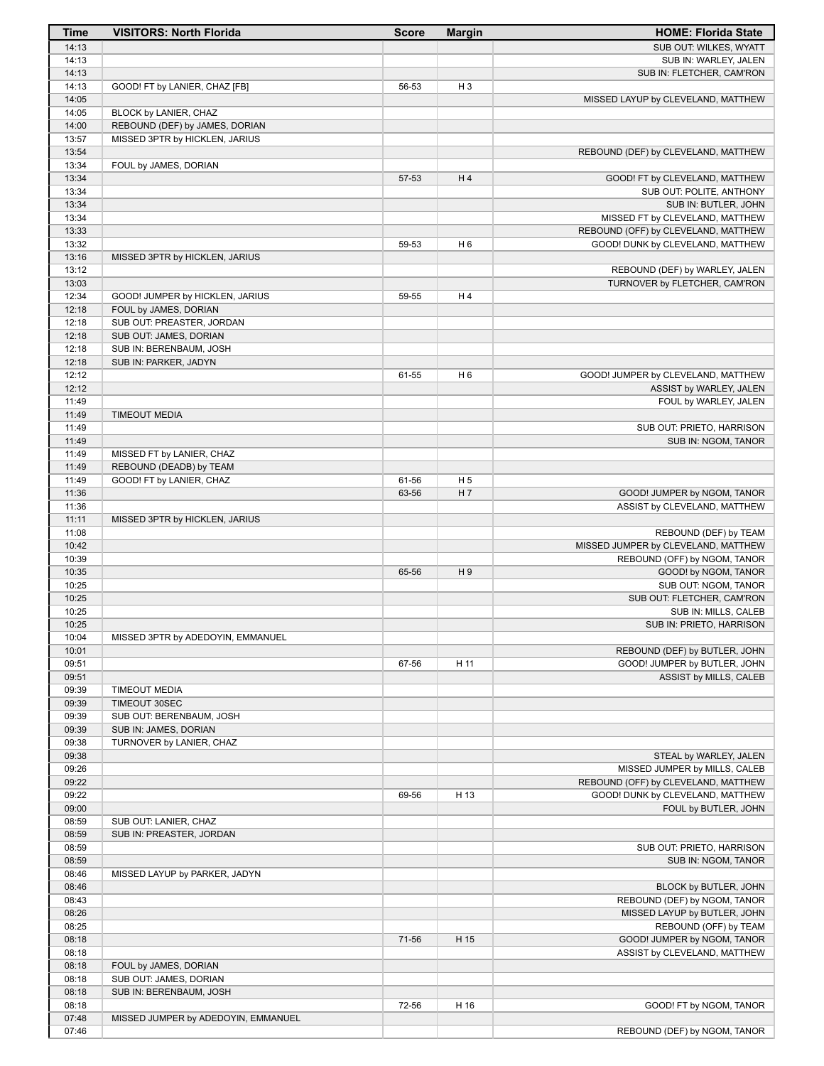| Time | VISITORS: North Florida | Score | Margin | HOME: Florida State |
| --- | --- | --- | --- | --- |
| 14:13 | | | | SUB OUT: WILKES, WYATT |
| 14:13 | | | | SUB IN: WARLEY, JALEN |
| 14:13 | | | | SUB IN: FLETCHER, CAM'RON |
| 14:13 | GOOD! FT by LANIER, CHAZ [FB] | 56-53 | H 3 | |
| 14:05 | | | | MISSED LAYUP by CLEVELAND, MATTHEW |
| 14:05 | BLOCK by LANIER, CHAZ | | | |
| 14:00 | REBOUND (DEF) by JAMES, DORIAN | | | |
| 13:57 | MISSED 3PTR by HICKLEN, JARIUS | | | |
| 13:54 | | | | REBOUND (DEF) by CLEVELAND, MATTHEW |
| 13:34 | FOUL by JAMES, DORIAN | | | |
| 13:34 | | 57-53 | H 4 | GOOD! FT by CLEVELAND, MATTHEW |
| 13:34 | | | | SUB OUT: POLITE, ANTHONY |
| 13:34 | | | | SUB IN: BUTLER, JOHN |
| 13:34 | | | | MISSED FT by CLEVELAND, MATTHEW |
| 13:33 | | | | REBOUND (OFF) by CLEVELAND, MATTHEW |
| 13:32 | | 59-53 | H 6 | GOOD! DUNK by CLEVELAND, MATTHEW |
| 13:16 | MISSED 3PTR by HICKLEN, JARIUS | | | |
| 13:12 | | | | REBOUND (DEF) by WARLEY, JALEN |
| 13:03 | | | | TURNOVER by FLETCHER, CAM'RON |
| 12:34 | GOOD! JUMPER by HICKLEN, JARIUS | 59-55 | H 4 | |
| 12:18 | FOUL by JAMES, DORIAN | | | |
| 12:18 | SUB OUT: PREASTER, JORDAN | | | |
| 12:18 | SUB OUT: JAMES, DORIAN | | | |
| 12:18 | SUB IN: BERENBAUM, JOSH | | | |
| 12:18 | SUB IN: PARKER, JADYN | | | |
| 12:12 | | 61-55 | H 6 | GOOD! JUMPER by CLEVELAND, MATTHEW |
| 12:12 | | | | ASSIST by WARLEY, JALEN |
| 11:49 | | | | FOUL by WARLEY, JALEN |
| 11:49 | TIMEOUT MEDIA | | | |
| 11:49 | | | | SUB OUT: PRIETO, HARRISON |
| 11:49 | | | | SUB IN: NGOM, TANOR |
| 11:49 | MISSED FT by LANIER, CHAZ | | | |
| 11:49 | REBOUND (DEADB) by TEAM | | | |
| 11:49 | GOOD! FT by LANIER, CHAZ | 61-56 | H 5 | |
| 11:36 | | 63-56 | H 7 | GOOD! JUMPER by NGOM, TANOR |
| 11:36 | | | | ASSIST by CLEVELAND, MATTHEW |
| 11:11 | MISSED 3PTR by HICKLEN, JARIUS | | | |
| 11:08 | | | | REBOUND (DEF) by TEAM |
| 10:42 | | | | MISSED JUMPER by CLEVELAND, MATTHEW |
| 10:39 | | | | REBOUND (OFF) by NGOM, TANOR |
| 10:35 | | 65-56 | H 9 | GOOD! by NGOM, TANOR |
| 10:25 | | | | SUB OUT: NGOM, TANOR |
| 10:25 | | | | SUB OUT: FLETCHER, CAM'RON |
| 10:25 | | | | SUB IN: MILLS, CALEB |
| 10:25 | | | | SUB IN: PRIETO, HARRISON |
| 10:04 | MISSED 3PTR by ADEDOYIN, EMMANUEL | | | |
| 10:01 | | | | REBOUND (DEF) by BUTLER, JOHN |
| 09:51 | | 67-56 | H 11 | GOOD! JUMPER by BUTLER, JOHN |
| 09:51 | | | | ASSIST by MILLS, CALEB |
| 09:39 | TIMEOUT MEDIA | | | |
| 09:39 | TIMEOUT 30SEC | | | |
| 09:39 | SUB OUT: BERENBAUM, JOSH | | | |
| 09:39 | SUB IN: JAMES, DORIAN | | | |
| 09:38 | TURNOVER by LANIER, CHAZ | | | |
| 09:38 | | | | STEAL by WARLEY, JALEN |
| 09:26 | | | | MISSED JUMPER by MILLS, CALEB |
| 09:22 | | | | REBOUND (OFF) by CLEVELAND, MATTHEW |
| 09:22 | | 69-56 | H 13 | GOOD! DUNK by CLEVELAND, MATTHEW |
| 09:00 | | | | FOUL by BUTLER, JOHN |
| 08:59 | SUB OUT: LANIER, CHAZ | | | |
| 08:59 | SUB IN: PREASTER, JORDAN | | | |
| 08:59 | | | | SUB OUT: PRIETO, HARRISON |
| 08:59 | | | | SUB IN: NGOM, TANOR |
| 08:46 | MISSED LAYUP by PARKER, JADYN | | | |
| 08:46 | | | | BLOCK by BUTLER, JOHN |
| 08:43 | | | | REBOUND (DEF) by NGOM, TANOR |
| 08:26 | | | | MISSED LAYUP by BUTLER, JOHN |
| 08:25 | | | | REBOUND (OFF) by TEAM |
| 08:18 | | 71-56 | H 15 | GOOD! JUMPER by NGOM, TANOR |
| 08:18 | | | | ASSIST by CLEVELAND, MATTHEW |
| 08:18 | FOUL by JAMES, DORIAN | | | |
| 08:18 | SUB OUT: JAMES, DORIAN | | | |
| 08:18 | SUB IN: BERENBAUM, JOSH | | | |
| 08:18 | | 72-56 | H 16 | GOOD! FT by NGOM, TANOR |
| 07:48 | MISSED JUMPER by ADEDOYIN, EMMANUEL | | | |
| 07:46 | | | | REBOUND (DEF) by NGOM, TANOR |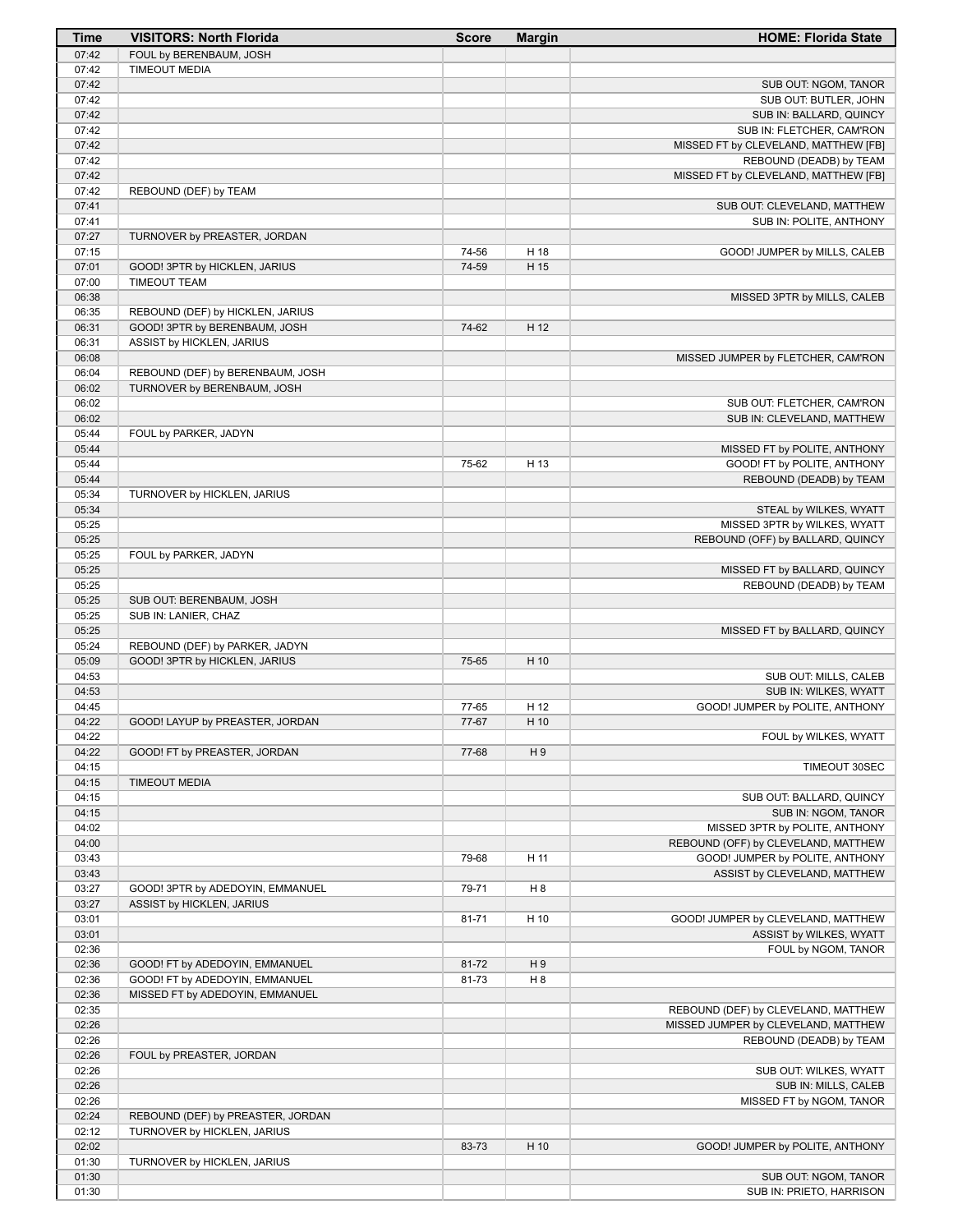| Time | VISITORS: North Florida | Score | Margin | HOME: Florida State |
|---|---|---|---|---|
| 07:42 | FOUL by BERENBAUM, JOSH | | | |
| 07:42 | TIMEOUT MEDIA | | | |
| 07:42 | | | | SUB OUT: NGOM, TANOR |
| 07:42 | | | | SUB OUT: BUTLER, JOHN |
| 07:42 | | | | SUB IN: BALLARD, QUINCY |
| 07:42 | | | | SUB IN: FLETCHER, CAM'RON |
| 07:42 | | | | MISSED FT by CLEVELAND, MATTHEW [FB] |
| 07:42 | | | | REBOUND (DEADB) by TEAM |
| 07:42 | | | | MISSED FT by CLEVELAND, MATTHEW [FB] |
| 07:42 | REBOUND (DEF) by TEAM | | | |
| 07:41 | | | | SUB OUT: CLEVELAND, MATTHEW |
| 07:41 | | | | SUB IN: POLITE, ANTHONY |
| 07:27 | TURNOVER by PREASTER, JORDAN | | | |
| 07:15 | | 74-56 | H 18 | GOOD! JUMPER by MILLS, CALEB |
| 07:01 | GOOD! 3PTR by HICKLEN, JARIUS | 74-59 | H 15 | |
| 07:00 | TIMEOUT TEAM | | | |
| 06:38 | | | | MISSED 3PTR by MILLS, CALEB |
| 06:35 | REBOUND (DEF) by HICKLEN, JARIUS | | | |
| 06:31 | GOOD! 3PTR by BERENBAUM, JOSH | 74-62 | H 12 | |
| 06:31 | ASSIST by HICKLEN, JARIUS | | | |
| 06:08 | | | | MISSED JUMPER by FLETCHER, CAM'RON |
| 06:04 | REBOUND (DEF) by BERENBAUM, JOSH | | | |
| 06:02 | TURNOVER by BERENBAUM, JOSH | | | |
| 06:02 | | | | SUB OUT: FLETCHER, CAM'RON |
| 06:02 | | | | SUB IN: CLEVELAND, MATTHEW |
| 05:44 | FOUL by PARKER, JADYN | | | |
| 05:44 | | | | MISSED FT by POLITE, ANTHONY |
| 05:44 | | 75-62 | H 13 | GOOD! FT by POLITE, ANTHONY |
| 05:44 | | | | REBOUND (DEADB) by TEAM |
| 05:34 | TURNOVER by HICKLEN, JARIUS | | | |
| 05:34 | | | | STEAL by WILKES, WYATT |
| 05:25 | | | | MISSED 3PTR by WILKES, WYATT |
| 05:25 | | | | REBOUND (OFF) by BALLARD, QUINCY |
| 05:25 | FOUL by PARKER, JADYN | | | |
| 05:25 | | | | MISSED FT by BALLARD, QUINCY |
| 05:25 | | | | REBOUND (DEADB) by TEAM |
| 05:25 | SUB OUT: BERENBAUM, JOSH | | | |
| 05:25 | SUB IN: LANIER, CHAZ | | | |
| 05:25 | | | | MISSED FT by BALLARD, QUINCY |
| 05:24 | REBOUND (DEF) by PARKER, JADYN | | | |
| 05:09 | GOOD! 3PTR by HICKLEN, JARIUS | 75-65 | H 10 | |
| 04:53 | | | | SUB OUT: MILLS, CALEB |
| 04:53 | | | | SUB IN: WILKES, WYATT |
| 04:45 | | 77-65 | H 12 | GOOD! JUMPER by POLITE, ANTHONY |
| 04:22 | GOOD! LAYUP by PREASTER, JORDAN | 77-67 | H 10 | |
| 04:22 | | | | FOUL by WILKES, WYATT |
| 04:22 | GOOD! FT by PREASTER, JORDAN | 77-68 | H 9 | |
| 04:15 | | | | TIMEOUT 30SEC |
| 04:15 | TIMEOUT MEDIA | | | |
| 04:15 | | | | SUB OUT: BALLARD, QUINCY |
| 04:15 | | | | SUB IN: NGOM, TANOR |
| 04:02 | | | | MISSED 3PTR by POLITE, ANTHONY |
| 04:00 | | | | REBOUND (OFF) by CLEVELAND, MATTHEW |
| 03:43 | | 79-68 | H 11 | GOOD! JUMPER by POLITE, ANTHONY |
| 03:43 | | | | ASSIST by CLEVELAND, MATTHEW |
| 03:27 | GOOD! 3PTR by ADEDOYIN, EMMANUEL | 79-71 | H 8 | |
| 03:27 | ASSIST by HICKLEN, JARIUS | | | |
| 03:01 | | 81-71 | H 10 | GOOD! JUMPER by CLEVELAND, MATTHEW |
| 03:01 | | | | ASSIST by WILKES, WYATT |
| 02:36 | | | | FOUL by NGOM, TANOR |
| 02:36 | GOOD! FT by ADEDOYIN, EMMANUEL | 81-72 | H 9 | |
| 02:36 | GOOD! FT by ADEDOYIN, EMMANUEL | 81-73 | H 8 | |
| 02:36 | MISSED FT by ADEDOYIN, EMMANUEL | | | |
| 02:35 | | | | REBOUND (DEF) by CLEVELAND, MATTHEW |
| 02:26 | | | | MISSED JUMPER by CLEVELAND, MATTHEW |
| 02:26 | | | | REBOUND (DEADB) by TEAM |
| 02:26 | FOUL by PREASTER, JORDAN | | | |
| 02:26 | | | | SUB OUT: WILKES, WYATT |
| 02:26 | | | | SUB IN: MILLS, CALEB |
| 02:26 | | | | MISSED FT by NGOM, TANOR |
| 02:24 | REBOUND (DEF) by PREASTER, JORDAN | | | |
| 02:12 | TURNOVER by HICKLEN, JARIUS | | | |
| 02:02 | | 83-73 | H 10 | GOOD! JUMPER by POLITE, ANTHONY |
| 01:30 | TURNOVER by HICKLEN, JARIUS | | | |
| 01:30 | | | | SUB OUT: NGOM, TANOR |
| 01:30 | | | | SUB IN: PRIETO, HARRISON |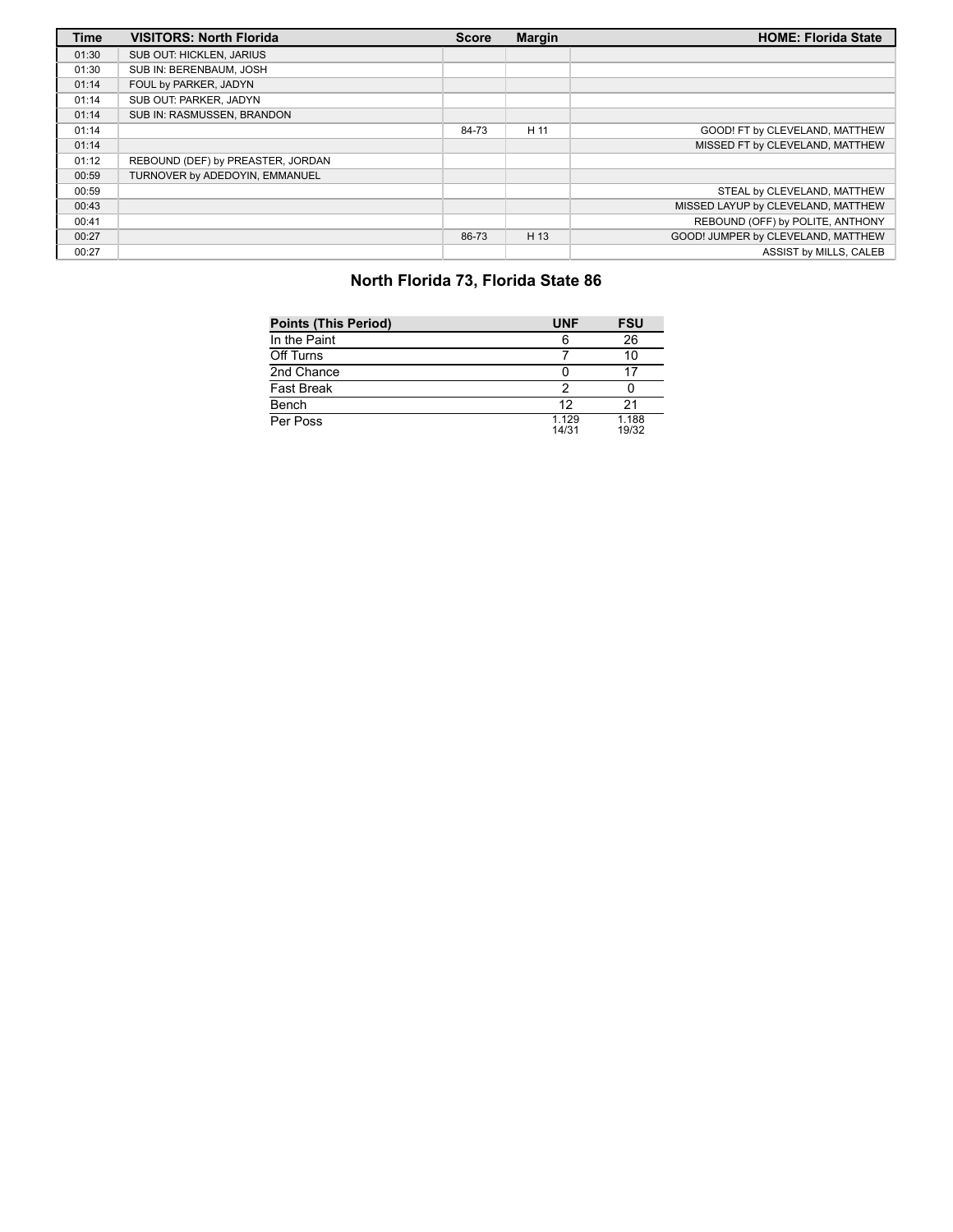| Time | VISITORS: North Florida | Score | Margin | HOME: Florida State |
| --- | --- | --- | --- | --- |
| 01:30 | SUB OUT: HICKLEN, JARIUS | | | |
| 01:30 | SUB IN: BERENBAUM, JOSH | | | |
| 01:14 | FOUL by PARKER, JADYN | | | |
| 01:14 | SUB OUT: PARKER, JADYN | | | |
| 01:14 | SUB IN: RASMUSSEN, BRANDON | | | |
| 01:14 | | 84-73 | H 11 | GOOD! FT by CLEVELAND, MATTHEW |
| 01:14 | | | | MISSED FT by CLEVELAND, MATTHEW |
| 01:12 | REBOUND (DEF) by PREASTER, JORDAN | | | |
| 00:59 | TURNOVER by ADEDOYIN, EMMANUEL | | | |
| 00:59 | | | | STEAL by CLEVELAND, MATTHEW |
| 00:43 | | | | MISSED LAYUP by CLEVELAND, MATTHEW |
| 00:41 | | | | REBOUND (OFF) by POLITE, ANTHONY |
| 00:27 | | 86-73 | H 13 | GOOD! JUMPER by CLEVELAND, MATTHEW |
| 00:27 | | | | ASSIST by MILLS, CALEB |

## North Florida 73, Florida State 86

| Points (This Period) | UNF | FSU |
| --- | --- | --- |
| In the Paint | 6 | 26 |
| Off Turns | 7 | 10 |
| 2nd Chance | 0 | 17 |
| Fast Break | 2 | 0 |
| Bench | 12 | 21 |
| Per Poss | 1.129 14/31 | 1.188 19/32 |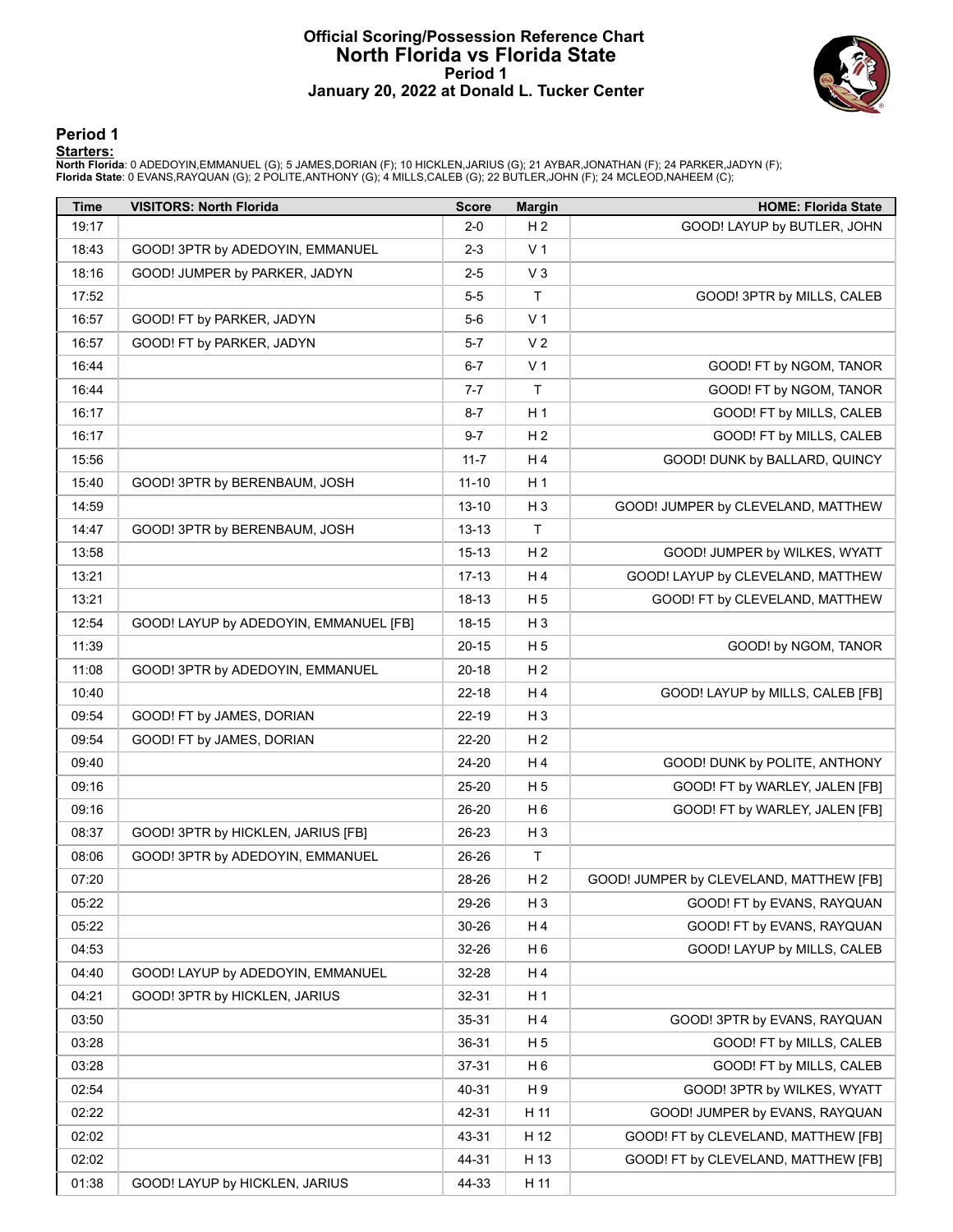# Official Scoring/Possession Reference Chart
# North Florida vs Florida State
## Period 1
## January 20, 2022 at Donald L. Tucker Center

### Period 1

**Starters:**

**North Florida**: 0 ADEDOYIN,EMMANUEL (G); 5 JAMES,DORIAN (F); 10 HICKLEN,JARIUS (G); 21 AYBAR,JONATHAN (F); 24 PARKER,JADYN (F);
**Florida State**: 0 EVANS,RAYQUAN (G); 2 POLITE,ANTHONY (G); 4 MILLS,CALEB (G); 22 BUTLER,JOHN (F); 24 MCLEOD,NAHEEM (C);

| Time | VISITORS: North Florida | Score | Margin | HOME: Florida State |
|---|---|---|---|---|
| 19:17 | | 2-0 | H 2 | GOOD! LAYUP by BUTLER, JOHN |
| 18:43 | GOOD! 3PTR by ADEDOYIN, EMMANUEL | 2-3 | V 1 | |
| 18:16 | GOOD! JUMPER by PARKER, JADYN | 2-5 | V 3 | |
| 17:52 | | 5-5 | T | GOOD! 3PTR by MILLS, CALEB |
| 16:57 | GOOD! FT by PARKER, JADYN | 5-6 | V 1 | |
| 16:57 | GOOD! FT by PARKER, JADYN | 5-7 | V 2 | |
| 16:44 | | 6-7 | V 1 | GOOD! FT by NGOM, TANOR |
| 16:44 | | 7-7 | T | GOOD! FT by NGOM, TANOR |
| 16:17 | | 8-7 | H 1 | GOOD! FT by MILLS, CALEB |
| 16:17 | | 9-7 | H 2 | GOOD! FT by MILLS, CALEB |
| 15:56 | | 11-7 | H 4 | GOOD! DUNK by BALLARD, QUINCY |
| 15:40 | GOOD! 3PTR by BERENBAUM, JOSH | 11-10 | H 1 | |
| 14:59 | | 13-10 | H 3 | GOOD! JUMPER by CLEVELAND, MATTHEW |
| 14:47 | GOOD! 3PTR by BERENBAUM, JOSH | 13-13 | T | |
| 13:58 | | 15-13 | H 2 | GOOD! JUMPER by WILKES, WYATT |
| 13:21 | | 17-13 | H 4 | GOOD! LAYUP by CLEVELAND, MATTHEW |
| 13:21 | | 18-13 | H 5 | GOOD! FT by CLEVELAND, MATTHEW |
| 12:54 | GOOD! LAYUP by ADEDOYIN, EMMANUEL [FB] | 18-15 | H 3 | |
| 11:39 | | 20-15 | H 5 | GOOD! by NGOM, TANOR |
| 11:08 | GOOD! 3PTR by ADEDOYIN, EMMANUEL | 20-18 | H 2 | |
| 10:40 | | 22-18 | H 4 | GOOD! LAYUP by MILLS, CALEB [FB] |
| 09:54 | GOOD! FT by JAMES, DORIAN | 22-19 | H 3 | |
| 09:54 | GOOD! FT by JAMES, DORIAN | 22-20 | H 2 | |
| 09:40 | | 24-20 | H 4 | GOOD! DUNK by POLITE, ANTHONY |
| 09:16 | | 25-20 | H 5 | GOOD! FT by WARLEY, JALEN [FB] |
| 09:16 | | 26-20 | H 6 | GOOD! FT by WARLEY, JALEN [FB] |
| 08:37 | GOOD! 3PTR by HICKLEN, JARIUS [FB] | 26-23 | H 3 | |
| 08:06 | GOOD! 3PTR by ADEDOYIN, EMMANUEL | 26-26 | T | |
| 07:20 | | 28-26 | H 2 | GOOD! JUMPER by CLEVELAND, MATTHEW [FB] |
| 05:22 | | 29-26 | H 3 | GOOD! FT by EVANS, RAYQUAN |
| 05:22 | | 30-26 | H 4 | GOOD! FT by EVANS, RAYQUAN |
| 04:53 | | 32-26 | H 6 | GOOD! LAYUP by MILLS, CALEB |
| 04:40 | GOOD! LAYUP by ADEDOYIN, EMMANUEL | 32-28 | H 4 | |
| 04:21 | GOOD! 3PTR by HICKLEN, JARIUS | 32-31 | H 1 | |
| 03:50 | | 35-31 | H 4 | GOOD! 3PTR by EVANS, RAYQUAN |
| 03:28 | | 36-31 | H 5 | GOOD! FT by MILLS, CALEB |
| 03:28 | | 37-31 | H 6 | GOOD! FT by MILLS, CALEB |
| 02:54 | | 40-31 | H 9 | GOOD! 3PTR by WILKES, WYATT |
| 02:22 | | 42-31 | H 11 | GOOD! JUMPER by EVANS, RAYQUAN |
| 02:02 | | 43-31 | H 12 | GOOD! FT by CLEVELAND, MATTHEW [FB] |
| 02:02 | | 44-31 | H 13 | GOOD! FT by CLEVELAND, MATTHEW [FB] |
| 01:38 | GOOD! LAYUP by HICKLEN, JARIUS | 44-33 | H 11 | |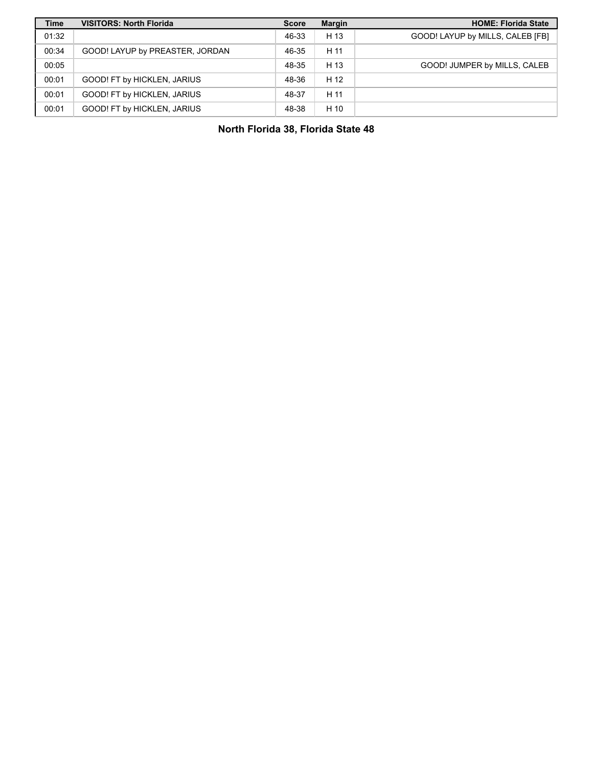| Time | VISITORS: North Florida | Score | Margin | HOME: Florida State |
| --- | --- | --- | --- | --- |
| 01:32 | | 46-33 | H 13 | GOOD! LAYUP by MILLS, CALEB [FB] |
| 00:34 | GOOD! LAYUP by PREASTER, JORDAN | 46-35 | H 11 | |
| 00:05 | | 48-35 | H 13 | GOOD! JUMPER by MILLS, CALEB |
| 00:01 | GOOD! FT by HICKLEN, JARIUS | 48-36 | H 12 | |
| 00:01 | GOOD! FT by HICKLEN, JARIUS | 48-37 | H 11 | |
| 00:01 | GOOD! FT by HICKLEN, JARIUS | 48-38 | H 10 | |

**North Florida 38, Florida State 48**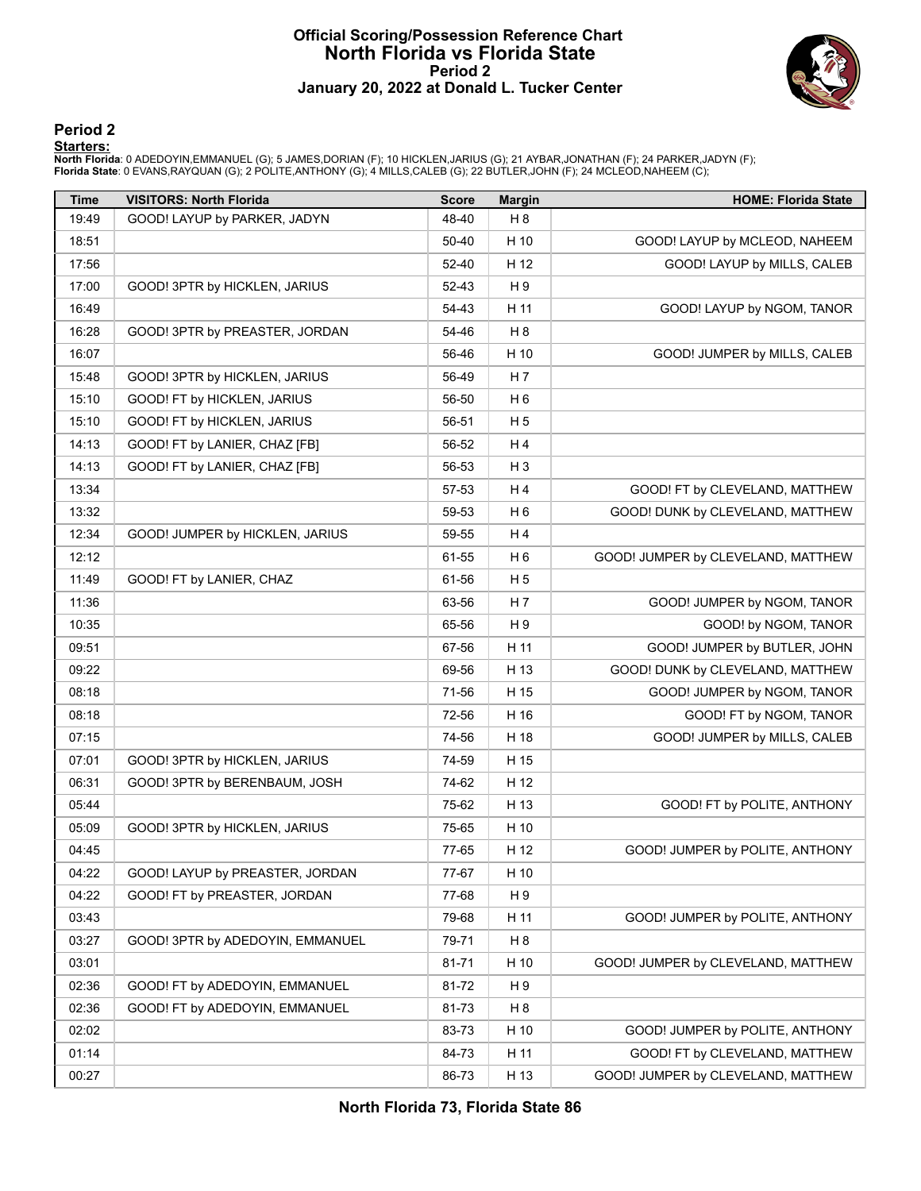# Official Scoring/Possession Reference Chart
## North Florida vs Florida State
### Period 2
### January 20, 2022 at Donald L. Tucker Center

## Period 2

**Starters:**

**North Florida**: 0 ADEDOYIN,EMMANUEL (G); 5 JAMES,DORIAN (F); 10 HICKLEN,JARIUS (G); 21 AYBAR,JONATHAN (F); 24 PARKER,JADYN (F);
**Florida State**: 0 EVANS,RAYQUAN (G); 2 POLITE,ANTHONY (G); 4 MILLS,CALEB (G); 22 BUTLER,JOHN (F); 24 MCLEOD,NAHEEM (C);

| Time | VISITORS: North Florida | Score | Margin | HOME: Florida State |
|---|---|---|---|---|
| 19:49 | GOOD! LAYUP by PARKER, JADYN | 48-40 | H 8 | |
| 18:51 | | 50-40 | H 10 | GOOD! LAYUP by MCLEOD, NAHEEM |
| 17:56 | | 52-40 | H 12 | GOOD! LAYUP by MILLS, CALEB |
| 17:00 | GOOD! 3PTR by HICKLEN, JARIUS | 52-43 | H 9 | |
| 16:49 | | 54-43 | H 11 | GOOD! LAYUP by NGOM, TANOR |
| 16:28 | GOOD! 3PTR by PREASTER, JORDAN | 54-46 | H 8 | |
| 16:07 | | 56-46 | H 10 | GOOD! JUMPER by MILLS, CALEB |
| 15:48 | GOOD! 3PTR by HICKLEN, JARIUS | 56-49 | H 7 | |
| 15:10 | GOOD! FT by HICKLEN, JARIUS | 56-50 | H 6 | |
| 15:10 | GOOD! FT by HICKLEN, JARIUS | 56-51 | H 5 | |
| 14:13 | GOOD! FT by LANIER, CHAZ [FB] | 56-52 | H 4 | |
| 14:13 | GOOD! FT by LANIER, CHAZ [FB] | 56-53 | H 3 | |
| 13:34 | | 57-53 | H 4 | GOOD! FT by CLEVELAND, MATTHEW |
| 13:32 | | 59-53 | H 6 | GOOD! DUNK by CLEVELAND, MATTHEW |
| 12:34 | GOOD! JUMPER by HICKLEN, JARIUS | 59-55 | H 4 | |
| 12:12 | | 61-55 | H 6 | GOOD! JUMPER by CLEVELAND, MATTHEW |
| 11:49 | GOOD! FT by LANIER, CHAZ | 61-56 | H 5 | |
| 11:36 | | 63-56 | H 7 | GOOD! JUMPER by NGOM, TANOR |
| 10:35 | | 65-56 | H 9 | GOOD! by NGOM, TANOR |
| 09:51 | | 67-56 | H 11 | GOOD! JUMPER by BUTLER, JOHN |
| 09:22 | | 69-56 | H 13 | GOOD! DUNK by CLEVELAND, MATTHEW |
| 08:18 | | 71-56 | H 15 | GOOD! JUMPER by NGOM, TANOR |
| 08:18 | | 72-56 | H 16 | GOOD! FT by NGOM, TANOR |
| 07:15 | | 74-56 | H 18 | GOOD! JUMPER by MILLS, CALEB |
| 07:01 | GOOD! 3PTR by HICKLEN, JARIUS | 74-59 | H 15 | |
| 06:31 | GOOD! 3PTR by BERENBAUM, JOSH | 74-62 | H 12 | |
| 05:44 | | 75-62 | H 13 | GOOD! FT by POLITE, ANTHONY |
| 05:09 | GOOD! 3PTR by HICKLEN, JARIUS | 75-65 | H 10 | |
| 04:45 | | 77-65 | H 12 | GOOD! JUMPER by POLITE, ANTHONY |
| 04:22 | GOOD! LAYUP by PREASTER, JORDAN | 77-67 | H 10 | |
| 04:22 | GOOD! FT by PREASTER, JORDAN | 77-68 | H 9 | |
| 03:43 | | 79-68 | H 11 | GOOD! JUMPER by POLITE, ANTHONY |
| 03:27 | GOOD! 3PTR by ADEDOYIN, EMMANUEL | 79-71 | H 8 | |
| 03:01 | | 81-71 | H 10 | GOOD! JUMPER by CLEVELAND, MATTHEW |
| 02:36 | GOOD! FT by ADEDOYIN, EMMANUEL | 81-72 | H 9 | |
| 02:36 | GOOD! FT by ADEDOYIN, EMMANUEL | 81-73 | H 8 | |
| 02:02 | | 83-73 | H 10 | GOOD! JUMPER by POLITE, ANTHONY |
| 01:14 | | 84-73 | H 11 | GOOD! FT by CLEVELAND, MATTHEW |
| 00:27 | | 86-73 | H 13 | GOOD! JUMPER by CLEVELAND, MATTHEW |

**North Florida 73, Florida State 86**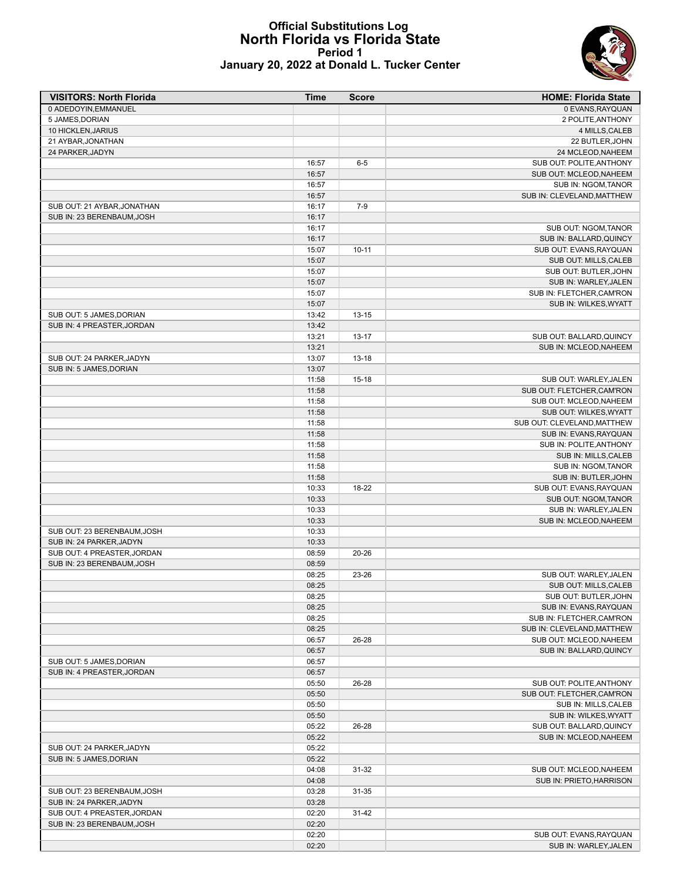# Official Substitutions Log
## North Florida vs Florida State
### Period 1
### January 20, 2022 at Donald L. Tucker Center

| VISITORS: North Florida | Time | Score | HOME: Florida State |
|---|---|---|---|
| 0 ADEDOYIN,EMMANUEL | | | 0 EVANS,RAYQUAN |
| 5 JAMES,DORIAN | | | 2 POLITE,ANTHONY |
| 10 HICKLEN,JARIUS | | | 4 MILLS,CALEB |
| 21 AYBAR,JONATHAN | | | 22 BUTLER,JOHN |
| 24 PARKER,JADYN | | | 24 MCLEOD,NAHEEM |
| | 16:57 | 6-5 | SUB OUT: POLITE,ANTHONY |
| | 16:57 | | SUB OUT: MCLEOD,NAHEEM |
| | 16:57 | | SUB IN: NGOM,TANOR |
| | 16:57 | | SUB IN: CLEVELAND,MATTHEW |
| SUB OUT: 21 AYBAR,JONATHAN | 16:17 | 7-9 | |
| SUB IN: 23 BERENBAUM,JOSH | 16:17 | | |
| | 16:17 | | SUB OUT: NGOM,TANOR |
| | 16:17 | | SUB IN: BALLARD,QUINCY |
| | 15:07 | 10-11 | SUB OUT: EVANS,RAYQUAN |
| | 15:07 | | SUB OUT: MILLS,CALEB |
| | 15:07 | | SUB OUT: BUTLER,JOHN |
| | 15:07 | | SUB IN: WARLEY,JALEN |
| | 15:07 | | SUB IN: FLETCHER,CAM'RON |
| | 15:07 | | SUB IN: WILKES,WYATT |
| SUB OUT: 5 JAMES,DORIAN | 13:42 | 13-15 | |
| SUB IN: 4 PREASTER,JORDAN | 13:42 | | |
| | 13:21 | 13-17 | SUB OUT: BALLARD,QUINCY |
| | 13:21 | | SUB IN: MCLEOD,NAHEEM |
| SUB OUT: 24 PARKER,JADYN | 13:07 | 13-18 | |
| SUB IN: 5 JAMES,DORIAN | 13:07 | | |
| | 11:58 | 15-18 | SUB OUT: WARLEY,JALEN |
| | 11:58 | | SUB OUT: FLETCHER,CAM'RON |
| | 11:58 | | SUB OUT: MCLEOD,NAHEEM |
| | 11:58 | | SUB OUT: WILKES,WYATT |
| | 11:58 | | SUB OUT: CLEVELAND,MATTHEW |
| | 11:58 | | SUB IN: EVANS,RAYQUAN |
| | 11:58 | | SUB IN: POLITE,ANTHONY |
| | 11:58 | | SUB IN: MILLS,CALEB |
| | 11:58 | | SUB IN: NGOM,TANOR |
| | 11:58 | | SUB IN: BUTLER,JOHN |
| | 10:33 | 18-22 | SUB OUT: EVANS,RAYQUAN |
| | 10:33 | | SUB OUT: NGOM,TANOR |
| | 10:33 | | SUB IN: WARLEY,JALEN |
| | 10:33 | | SUB IN: MCLEOD,NAHEEM |
| SUB OUT: 23 BERENBAUM,JOSH | 10:33 | | |
| SUB IN: 24 PARKER,JADYN | 10:33 | | |
| SUB OUT: 4 PREASTER,JORDAN | 08:59 | 20-26 | |
| SUB IN: 23 BERENBAUM,JOSH | 08:59 | | |
| | 08:25 | 23-26 | SUB OUT: WARLEY,JALEN |
| | 08:25 | | SUB OUT: MILLS,CALEB |
| | 08:25 | | SUB OUT: BUTLER,JOHN |
| | 08:25 | | SUB IN: EVANS,RAYQUAN |
| | 08:25 | | SUB IN: FLETCHER,CAM'RON |
| | 08:25 | | SUB IN: CLEVELAND,MATTHEW |
| | 06:57 | 26-28 | SUB OUT: MCLEOD,NAHEEM |
| | 06:57 | | SUB IN: BALLARD,QUINCY |
| SUB OUT: 5 JAMES,DORIAN | 06:57 | | |
| SUB IN: 4 PREASTER,JORDAN | 06:57 | | |
| | 05:50 | 26-28 | SUB OUT: POLITE,ANTHONY |
| | 05:50 | | SUB OUT: FLETCHER,CAM'RON |
| | 05:50 | | SUB IN: MILLS,CALEB |
| | 05:50 | | SUB IN: WILKES,WYATT |
| | 05:22 | 26-28 | SUB OUT: BALLARD,QUINCY |
| | 05:22 | | SUB IN: MCLEOD,NAHEEM |
| SUB OUT: 24 PARKER,JADYN | 05:22 | | |
| SUB IN: 5 JAMES,DORIAN | 05:22 | | |
| | 04:08 | 31-32 | SUB OUT: MCLEOD,NAHEEM |
| | 04:08 | | SUB IN: PRIETO,HARRISON |
| SUB OUT: 23 BERENBAUM,JOSH | 03:28 | 31-35 | |
| SUB IN: 24 PARKER,JADYN | 03:28 | | |
| SUB OUT: 4 PREASTER,JORDAN | 02:20 | 31-42 | |
| SUB IN: 23 BERENBAUM,JOSH | 02:20 | | |
| | 02:20 | | SUB OUT: EVANS,RAYQUAN |
| | 02:20 | | SUB IN: WARLEY,JALEN |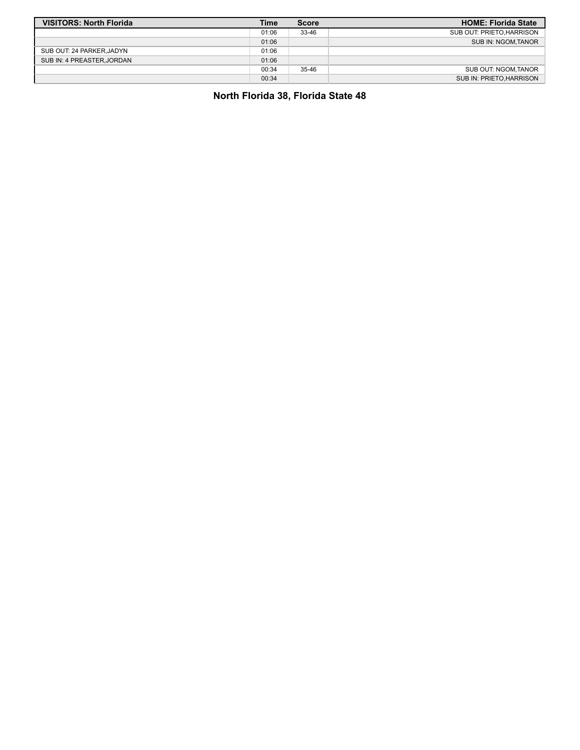| VISITORS: North Florida | Time | Score | HOME: Florida State |
| --- | --- | --- | --- |
| | 01:06 | 33-46 | SUB OUT: PRIETO,HARRISON |
| | 01:06 | | SUB IN: NGOM,TANOR |
| SUB OUT: 24 PARKER,JADYN | 01:06 | | |
| SUB IN: 4 PREASTER,JORDAN | 01:06 | | |
| | 00:34 | 35-46 | SUB OUT: NGOM,TANOR |
| | 00:34 | | SUB IN: PRIETO,HARRISON |

**North Florida 38, Florida State 48**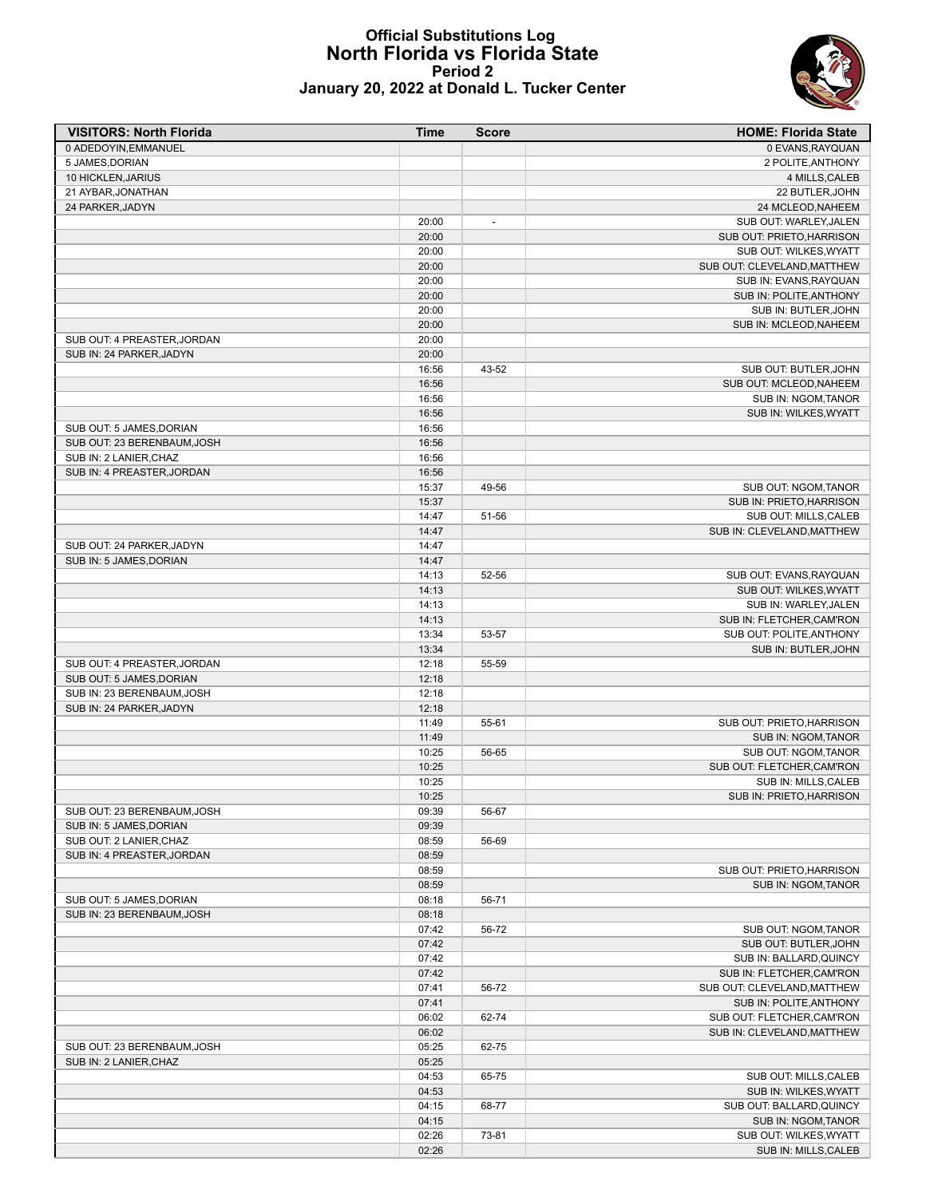# Official Substitutions Log
## North Florida vs Florida State
### Period 2
### January 20, 2022 at Donald L. Tucker Center

| VISITORS: North Florida | Time | Score | HOME: Florida State |
|---|---|---|---|
| 0 ADEDOYIN,EMMANUEL | | | 0 EVANS,RAYQUAN |
| 5 JAMES,DORIAN | | | 2 POLITE,ANTHONY |
| 10 HICKLEN,JARIUS | | | 4 MILLS,CALEB |
| 21 AYBAR,JONATHAN | | | 22 BUTLER,JOHN |
| 24 PARKER,JADYN | | | 24 MCLEOD,NAHEEM |
| | 20:00 | - | SUB OUT: WARLEY,JALEN |
| | 20:00 | | SUB OUT: PRIETO,HARRISON |
| | 20:00 | | SUB OUT: WILKES,WYATT |
| | 20:00 | | SUB OUT: CLEVELAND,MATTHEW |
| | 20:00 | | SUB IN: EVANS,RAYQUAN |
| | 20:00 | | SUB IN: POLITE,ANTHONY |
| | 20:00 | | SUB IN: BUTLER,JOHN |
| | 20:00 | | SUB IN: MCLEOD,NAHEEM |
| SUB OUT: 4 PREASTER,JORDAN | 20:00 | | |
| SUB IN: 24 PARKER,JADYN | 20:00 | | |
| | 16:56 | 43-52 | SUB OUT: BUTLER,JOHN |
| | 16:56 | | SUB OUT: MCLEOD,NAHEEM |
| | 16:56 | | SUB IN: NGOM,TANOR |
| | 16:56 | | SUB IN: WILKES,WYATT |
| SUB OUT: 5 JAMES,DORIAN | 16:56 | | |
| SUB OUT: 23 BERENBAUM,JOSH | 16:56 | | |
| SUB IN: 2 LANIER,CHAZ | 16:56 | | |
| SUB IN: 4 PREASTER,JORDAN | 16:56 | | |
| | 15:37 | 49-56 | SUB OUT: NGOM,TANOR |
| | 15:37 | | SUB IN: PRIETO,HARRISON |
| | 14:47 | 51-56 | SUB OUT: MILLS,CALEB |
| | 14:47 | | SUB IN: CLEVELAND,MATTHEW |
| SUB OUT: 24 PARKER,JADYN | 14:47 | | |
| SUB IN: 5 JAMES,DORIAN | 14:47 | | |
| | 14:13 | 52-56 | SUB OUT: EVANS,RAYQUAN |
| | 14:13 | | SUB OUT: WILKES,WYATT |
| | 14:13 | | SUB IN: WARLEY,JALEN |
| | 14:13 | | SUB IN: FLETCHER,CAM'RON |
| | 13:34 | 53-57 | SUB OUT: POLITE,ANTHONY |
| | 13:34 | | SUB IN: BUTLER,JOHN |
| SUB OUT: 4 PREASTER,JORDAN | 12:18 | 55-59 | |
| SUB OUT: 5 JAMES,DORIAN | 12:18 | | |
| SUB IN: 23 BERENBAUM,JOSH | 12:18 | | |
| SUB IN: 24 PARKER,JADYN | 12:18 | | |
| | 11:49 | 55-61 | SUB OUT: PRIETO,HARRISON |
| | 11:49 | | SUB IN: NGOM,TANOR |
| | 10:25 | 56-65 | SUB OUT: NGOM,TANOR |
| | 10:25 | | SUB OUT: FLETCHER,CAM'RON |
| | 10:25 | | SUB IN: MILLS,CALEB |
| | 10:25 | | SUB IN: PRIETO,HARRISON |
| SUB OUT: 23 BERENBAUM,JOSH | 09:39 | 56-67 | |
| SUB IN: 5 JAMES,DORIAN | 09:39 | | |
| SUB OUT: 2 LANIER,CHAZ | 08:59 | 56-69 | |
| SUB IN: 4 PREASTER,JORDAN | 08:59 | | |
| | 08:59 | | SUB OUT: PRIETO,HARRISON |
| | 08:59 | | SUB IN: NGOM,TANOR |
| SUB OUT: 5 JAMES,DORIAN | 08:18 | 56-71 | |
| SUB IN: 23 BERENBAUM,JOSH | 08:18 | | |
| | 07:42 | 56-72 | SUB OUT: NGOM,TANOR |
| | 07:42 | | SUB OUT: BUTLER,JOHN |
| | 07:42 | | SUB IN: BALLARD,QUINCY |
| | 07:42 | | SUB IN: FLETCHER,CAM'RON |
| | 07:41 | 56-72 | SUB OUT: CLEVELAND,MATTHEW |
| | 07:41 | | SUB IN: POLITE,ANTHONY |
| | 06:02 | 62-74 | SUB OUT: FLETCHER,CAM'RON |
| | 06:02 | | SUB IN: CLEVELAND,MATTHEW |
| SUB OUT: 23 BERENBAUM,JOSH | 05:25 | 62-75 | |
| SUB IN: 2 LANIER,CHAZ | 05:25 | | |
| | 04:53 | 65-75 | SUB OUT: MILLS,CALEB |
| | 04:53 | | SUB IN: WILKES,WYATT |
| | 04:15 | 68-77 | SUB OUT: BALLARD,QUINCY |
| | 04:15 | | SUB IN: NGOM,TANOR |
| | 02:26 | 73-81 | SUB OUT: WILKES,WYATT |
| | 02:26 | | SUB IN: MILLS,CALEB |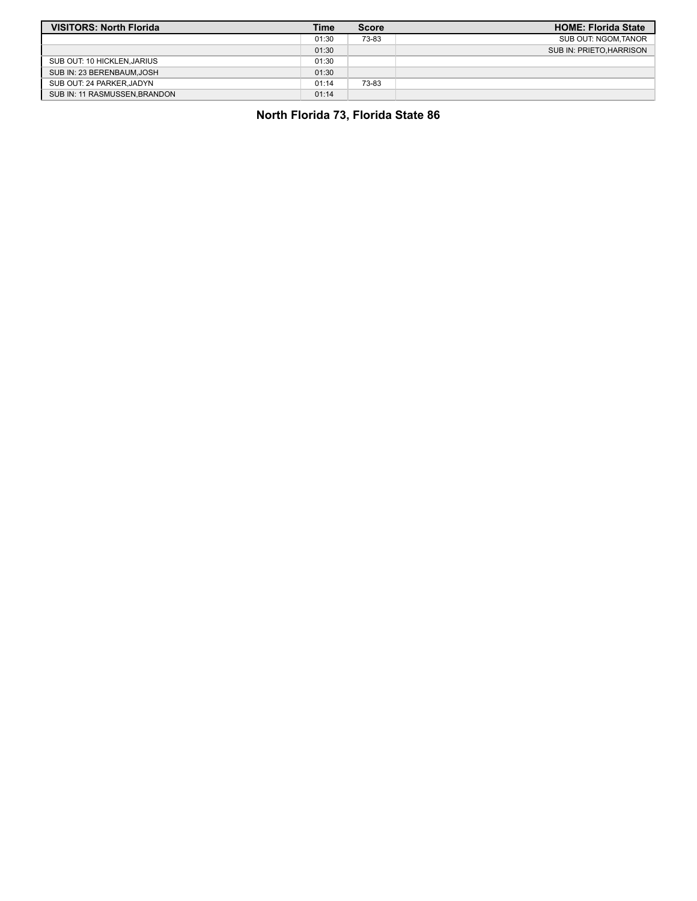| VISITORS: North Florida | Time | Score | HOME: Florida State |
| --- | --- | --- | --- |
| | 01:30 | 73-83 | SUB OUT: NGOM,TANOR |
| | 01:30 | | SUB IN: PRIETO,HARRISON |
| SUB OUT: 10 HICKLEN,JARIUS | 01:30 | | |
| SUB IN: 23 BERENBAUM,JOSH | 01:30 | | |
| SUB OUT: 24 PARKER,JADYN | 01:14 | 73-83 | |
| SUB IN: 11 RASMUSSEN,BRANDON | 01:14 | | |

**North Florida 73, Florida State 86**